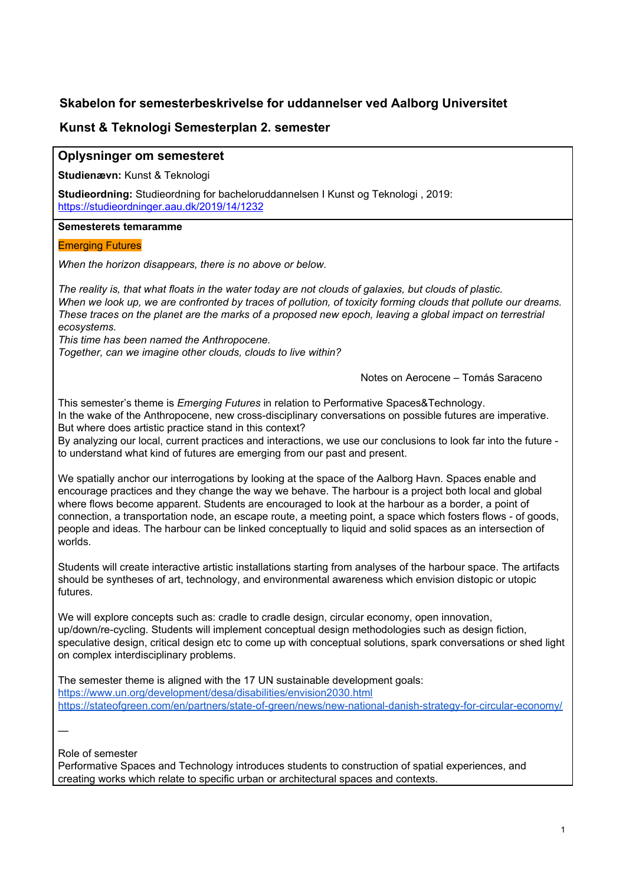## Skabelon for semesterbeskrivelse for uddannelser ved Aalborg Universitet

## Kunst & Teknologi Semesterplan 2. semester

### Oplysninger om semesteret

**Studienævn:** Kunst & Teknologi

**Studieordning:** Studieordning for bacheloruddannelsen I Kunst og Teknologi , 2019: https://studieordninger.aau.dk/2019/14/1232

**Semesterets temaramme**

Emerging Futures

*When the horizon disappears, there is no above or below.*

*The reality is, that what floats in the water today are not clouds of galaxies, but clouds of plastic.*
*When we look up, we are confronted by traces of pollution, of toxicity forming clouds that pollute our dreams.*
*These traces on the planet are the marks of a proposed new epoch, leaving a global impact on terrestrial ecosystems.*
*This time has been named the Anthropocene.*
*Together, can we imagine other clouds, clouds to live within?*

Notes on Aerocene – Tomás Saraceno

This semester's theme is *Emerging Futures* in relation to Performative Spaces&Technology.
In the wake of the Anthropocene, new cross-disciplinary conversations on possible futures are imperative.
But where does artistic practice stand in this context?
By analyzing our local, current practices and interactions, we use our conclusions to look far into the future - to understand what kind of futures are emerging from our past and present.

We spatially anchor our interrogations by looking at the space of the Aalborg Havn. Spaces enable and encourage practices and they change the way we behave. The harbour is a project both local and global where flows become apparent. Students are encouraged to look at the harbour as a border, a point of connection, a transportation node, an escape route, a meeting point, a space which fosters flows - of goods, people and ideas. The harbour can be linked conceptually to liquid and solid spaces as an intersection of worlds.

Students will create interactive artistic installations starting from analyses of the harbour space. The artifacts should be syntheses of art, technology, and environmental awareness which envision distopic or utopic futures.

We will explore concepts such as: cradle to cradle design, circular economy, open innovation, up/down/re-cycling. Students will implement conceptual design methodologies such as design fiction, speculative design, critical design etc to come up with conceptual solutions, spark conversations or shed light on complex interdisciplinary problems.

The semester theme is aligned with the 17 UN sustainable development goals:
https://www.un.org/development/desa/disabilities/envision2030.html
https://stateofgreen.com/en/partners/state-of-green/news/new-national-danish-strategy-for-circular-economy/

—

Role of semester
Performative Spaces and Technology introduces students to construction of spatial experiences, and creating works which relate to specific urban or architectural spaces and contexts.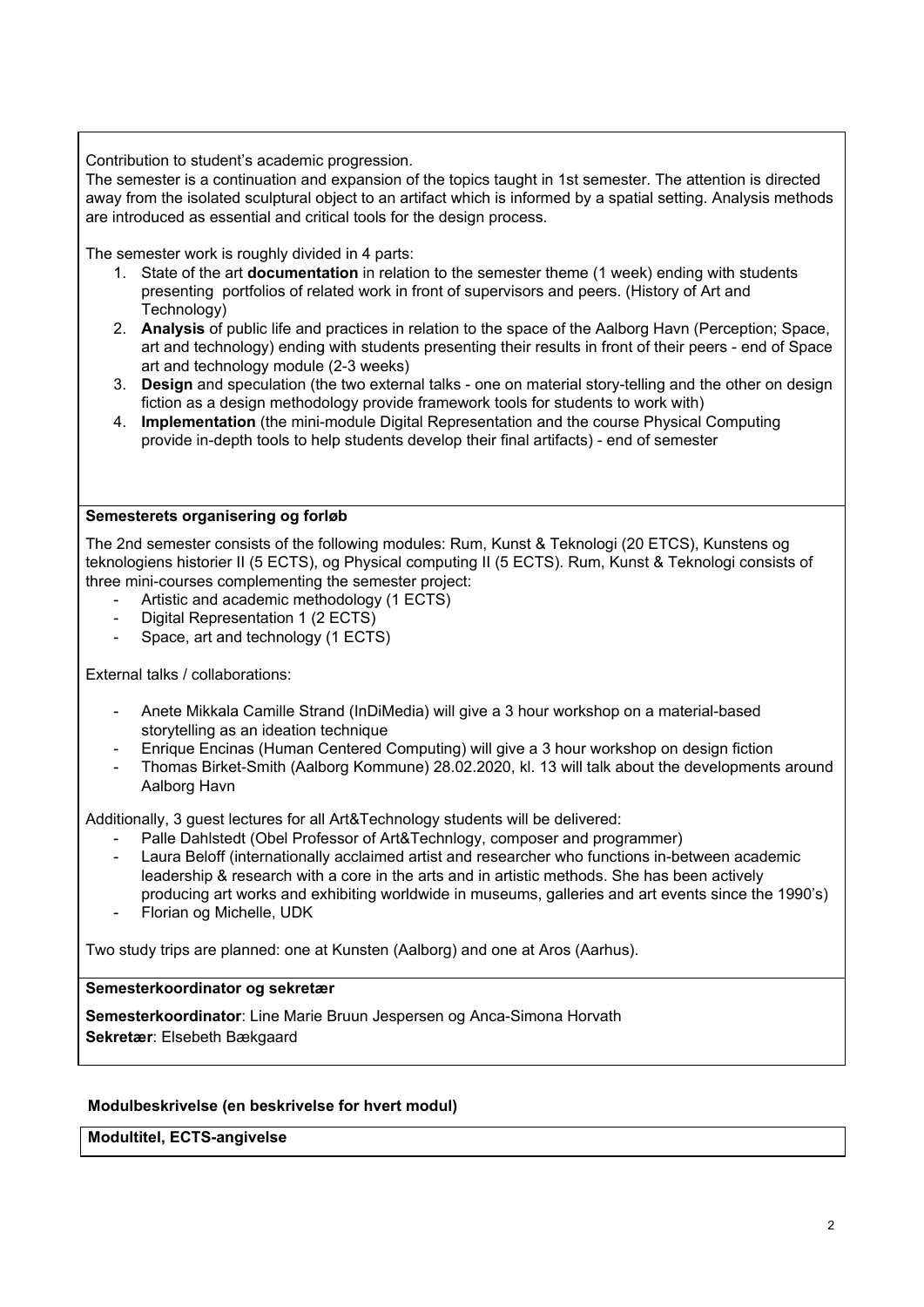Contribution to student's academic progression.
The semester is a continuation and expansion of the topics taught in 1st semester. The attention is directed away from the isolated sculptural object to an artifact which is informed by a spatial setting. Analysis methods are introduced as essential and critical tools for the design process.

The semester work is roughly divided in 4 parts:

1. State of the art **documentation** in relation to the semester theme (1 week) ending with students presenting portfolios of related work in front of supervisors and peers. (History of Art and Technology)
2. **Analysis** of public life and practices in relation to the space of the Aalborg Havn (Perception; Space, art and technology) ending with students presenting their results in front of their peers - end of Space art and technology module (2-3 weeks)
3. **Design** and speculation (the two external talks - one on material story-telling and the other on design fiction as a design methodology provide framework tools for students to work with)
4. **Implementation** (the mini-module Digital Representation and the course Physical Computing provide in-depth tools to help students develop their final artifacts) - end of semester

**Semesterets organisering og forløb**

The 2nd semester consists of the following modules: Rum, Kunst & Teknologi (20 ETCS), Kunstens og teknologiens historier II (5 ECTS), og Physical computing II (5 ECTS). Rum, Kunst & Teknologi consists of three mini-courses complementing the semester project:

- Artistic and academic methodology (1 ECTS)
- Digital Representation 1 (2 ECTS)
- Space, art and technology (1 ECTS)

External talks / collaborations:

- Anete Mikkala Camille Strand (InDiMedia) will give a 3 hour workshop on a material-based storytelling as an ideation technique
- Enrique Encinas (Human Centered Computing) will give a 3 hour workshop on design fiction
- Thomas Birket-Smith (Aalborg Kommune) 28.02.2020, kl. 13 will talk about the developments around Aalborg Havn

Additionally, 3 guest lectures for all Art&Technology students will be delivered:

- Palle Dahlstedt (Obel Professor of Art&Technlogy, composer and programmer)
- Laura Beloff (internationally acclaimed artist and researcher who functions in-between academic leadership & research with a core in the arts and in artistic methods. She has been actively producing art works and exhibiting worldwide in museums, galleries and art events since the 1990's)
- Florian og Michelle, UDK

Two study trips are planned: one at Kunsten (Aalborg) and one at Aros (Aarhus).

**Semesterkoordinator og sekretær**

**Semesterkoordinator**: Line Marie Bruun Jespersen og Anca-Simona Horvath
**Sekretær**: Elsebeth Bækgaard

**Modulbeskrivelse (en beskrivelse for hvert modul)**

**Modultitel, ECTS-angivelse**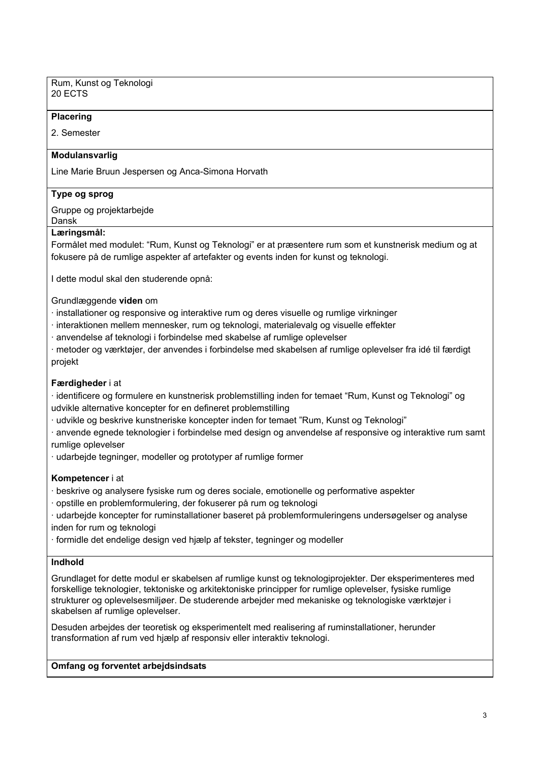Rum, Kunst og Teknologi
20 ECTS

**Placering**

2. Semester

**Modulansvarlig**

Line Marie Bruun Jespersen og Anca-Simona Horvath

**Type og sprog**

Gruppe og projektarbejde
Dansk

**Læringsmål:**

Formålet med modulet: “Rum, Kunst og Teknologi” er at præsentere rum som et kunstnerisk medium og at fokusere på de rumlige aspekter af artefakter og events inden for kunst og teknologi.

I dette modul skal den studerende opnå:

Grundlæggende **viden** om

· installationer og responsive og interaktive rum og deres visuelle og rumlige virkninger
· interaktionen mellem mennesker, rum og teknologi, materialevalg og visuelle effekter
· anvendelse af teknologi i forbindelse med skabelse af rumlige oplevelser
· metoder og værktøjer, der anvendes i forbindelse med skabelsen af rumlige oplevelser fra idé til færdigt projekt

**Færdigheder** i at

· identificere og formulere en kunstnerisk problemstilling inden for temaet “Rum, Kunst og Teknologi” og udvikle alternative koncepter for en defineret problemstilling
· udvikle og beskrive kunstneriske koncepter inden for temaet ”Rum, Kunst og Teknologi”
· anvende egnede teknologier i forbindelse med design og anvendelse af responsive og interaktive rum samt rumlige oplevelser
· udarbejde tegninger, modeller og prototyper af rumlige former

**Kompetencer** i at

· beskrive og analysere fysiske rum og deres sociale, emotionelle og performative aspekter
· opstille en problemformulering, der fokuserer på rum og teknologi
· udarbejde koncepter for ruminstallationer baseret på problemformuleringens undersøgelser og analyse inden for rum og teknologi
· formidle det endelige design ved hjælp af tekster, tegninger og modeller

**Indhold**

Grundlaget for dette modul er skabelsen af rumlige kunst og teknologiprojekter. Der eksperimenteres med forskellige teknologier, tektoniske og arkitektoniske principper for rumlige oplevelser, fysiske rumlige strukturer og oplevelsesmiljøer. De studerende arbejder med mekaniske og teknologiske værktøjer i skabelsen af rumlige oplevelser.

Desuden arbejdes der teoretisk og eksperimentelt med realisering af ruminstallationer, herunder transformation af rum ved hjælp af responsiv eller interaktiv teknologi.

**Omfang og forventet arbejdsindsats**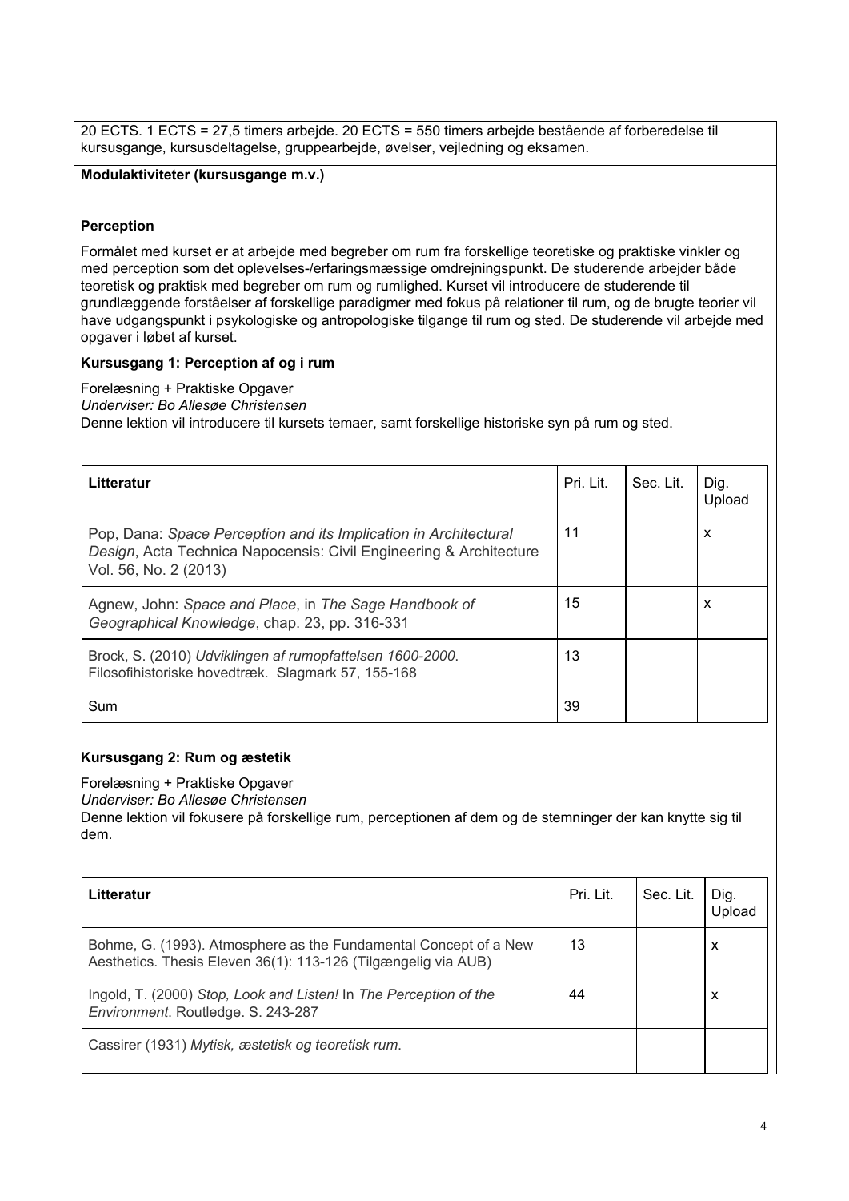20 ECTS. 1 ECTS = 27,5 timers arbejde. 20 ECTS = 550 timers arbejde bestående af forberedelse til kursusgange, kursusdeltagelse, gruppearbejde, øvelser, vejledning og eksamen.

**Modulaktiviteter (kursusgange m.v.)**

**Perception**

Formålet med kurset er at arbejde med begreber om rum fra forskellige teoretiske og praktiske vinkler og med perception som det oplevelses-/erfaringsmæssige omdrejningspunkt. De studerende arbejder både teoretisk og praktisk med begreber om rum og rumlighed. Kurset vil introducere de studerende til grundlæggende forståelser af forskellige paradigmer med fokus på relationer til rum, og de brugte teorier vil have udgangspunkt i psykologiske og antropologiske tilgange til rum og sted. De studerende vil arbejde med opgaver i løbet af kurset.

**Kursusgang 1: Perception af og i rum**

Forelæsning + Praktiske Opgaver
*Underviser: Bo Allesøe Christensen*
Denne lektion vil introducere til kursets temaer, samt forskellige historiske syn på rum og sted.

| **Litteratur** | Pri. Lit. | Sec. Lit. | Dig. Upload |
|---|---|---|---|
| Pop, Dana: *Space Perception and its Implication in Architectural Design*, Acta Technica Napocensis: Civil Engineering & Architecture Vol. 56, No. 2 (2013) | 11 | | x |
| Agnew, John: *Space and Place*, in *The Sage Handbook of Geographical Knowledge*, chap. 23, pp. 316-331 | 15 | | x |
| Brock, S. (2010) *Udviklingen af rumopfattelsen 1600-2000.* Filosofihistoriske hovedtræk. Slagmark 57, 155-168 | 13 | | |
| Sum | 39 | | |

**Kursusgang 2: Rum og æstetik**

Forelæsning + Praktiske Opgaver
*Underviser: Bo Allesøe Christensen*
Denne lektion vil fokusere på forskellige rum, perceptionen af dem og de stemninger der kan knytte sig til dem.

| **Litteratur** | Pri. Lit. | Sec. Lit. | Dig. Upload |
|---|---|---|---|
| Bohme, G. (1993). Atmosphere as the Fundamental Concept of a New Aesthetics. Thesis Eleven 36(1): 113-126 (Tilgængelig via AUB) | 13 | | x |
| Ingold, T. (2000) *Stop, Look and Listen!* In *The Perception of the Environment.* Routledge. S. 243-287 | 44 | | x |
| Cassirer (1931) *Mytisk, æstetisk og teoretisk rum.* | | | |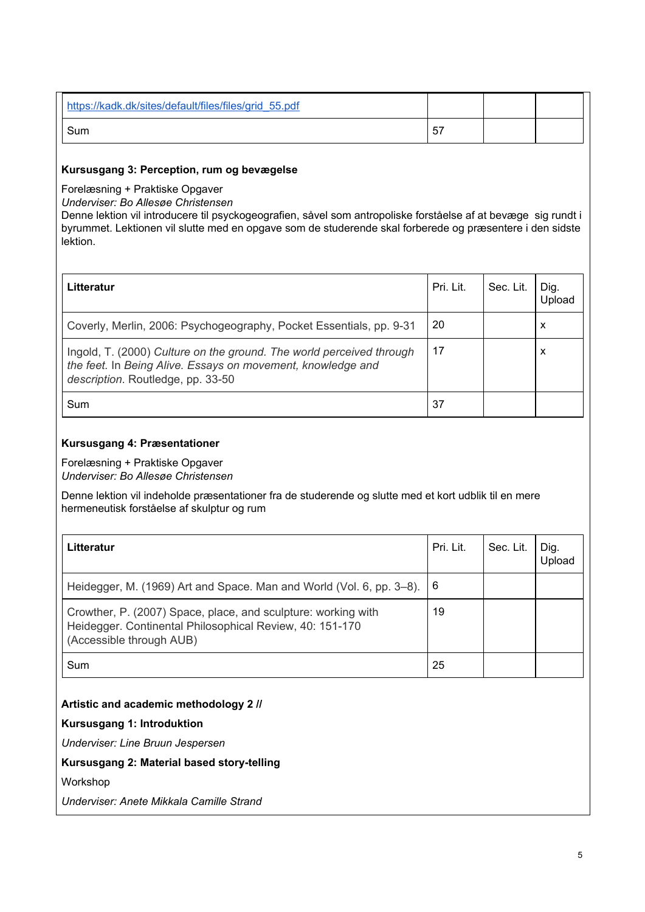| | | | |
|---|---|---|---|
| https://kadk.dk/sites/default/files/files/grid_55.pdf | | | |
| Sum | 57 | | |

**Kursusgang 3: Perception, rum og bevægelse**

Forelæsning + Praktiske Opgaver
*Underviser: Bo Allesøe Christensen*
Denne lektion vil introducere til psyckogeografien, såvel som antropoliske forståelse af at bevæge sig rundt i byrummet. Lektionen vil slutte med en opgave som de studerende skal forberede og præsentere i den sidste lektion.

| **Litteratur** | Pri. Lit. | Sec. Lit. | Dig. Upload |
|---|---|---|---|
| Coverly, Merlin, 2006: Psychogeography, Pocket Essentials, pp. 9-31 | 20 | | x |
| Ingold, T. (2000) *Culture on the ground. The world perceived through the feet.* In *Being Alive. Essays on movement, knowledge and description*. Routledge, pp. 33-50 | 17 | | x |
| Sum | 37 | | |

**Kursusgang 4: Præsentationer**

Forelæsning + Praktiske Opgaver
*Underviser: Bo Allesøe Christensen*

Denne lektion vil indeholde præsentationer fra de studerende og slutte med et kort udblik til en mere hermeneutisk forståelse af skulptur og rum

| **Litteratur** | Pri. Lit. | Sec. Lit. | Dig. Upload |
|---|---|---|---|
| Heidegger, M. (1969) Art and Space. Man and World (Vol. 6, pp. 3–8). | 6 | | |
| Crowther, P. (2007) Space, place, and sculpture: working with Heidegger. Continental Philosophical Review, 40: 151-170 (Accessible through AUB) | 19 | | |
| Sum | 25 | | |

**Artistic and academic methodology 2 //**

**Kursusgang 1: Introduktion**

*Underviser: Line Bruun Jespersen*

**Kursusgang 2: Material based story-telling**

Workshop

*Underviser: Anete Mikkala Camille Strand*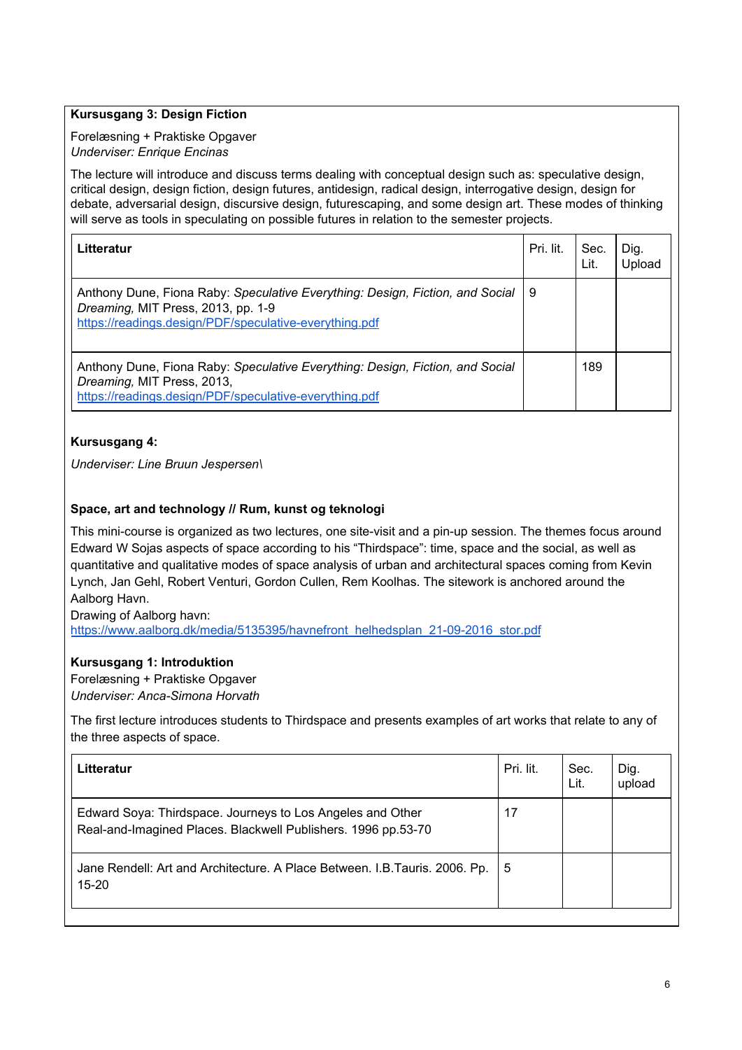**Kursusgang 3: Design Fiction**

Forelæsning + Praktiske Opgaver
*Underviser: Enrique Encinas*

The lecture will introduce and discuss terms dealing with conceptual design such as: speculative design, critical design, design fiction, design futures, antidesign, radical design, interrogative design, design for debate, adversarial design, discursive design, futurescaping, and some design art. These modes of thinking will serve as tools in speculating on possible futures in relation to the semester projects.

| Litteratur | Pri. lit. | Sec. Lit. | Dig. Upload |
|---|---|---|---|
| Anthony Dune, Fiona Raby: *Speculative Everything: Design, Fiction, and Social Dreaming,* MIT Press, 2013, pp. 1-9 https://readings.design/PDF/speculative-everything.pdf | 9 | | |
| Anthony Dune, Fiona Raby: *Speculative Everything: Design, Fiction, and Social Dreaming,* MIT Press, 2013, https://readings.design/PDF/speculative-everything.pdf | | 189 | |

**Kursusgang 4:**

*Underviser: Line Bruun Jespersen\*

**Space, art and technology // Rum, kunst og teknologi**

This mini-course is organized as two lectures, one site-visit and a pin-up session. The themes focus around Edward W Sojas aspects of space according to his "Thirdspace": time, space and the social, as well as quantitative and qualitative modes of space analysis of urban and architectural spaces coming from Kevin Lynch, Jan Gehl, Robert Venturi, Gordon Cullen, Rem Koolhas. The sitework is anchored around the Aalborg Havn.
Drawing of Aalborg havn:
https://www.aalborg.dk/media/5135395/havnefront_helhedsplan_21-09-2016_stor.pdf

**Kursusgang 1: Introduktion**
Forelæsning + Praktiske Opgaver
*Underviser: Anca-Simona Horvath*

The first lecture introduces students to Thirdspace and presents examples of art works that relate to any of the three aspects of space.

| Litteratur | Pri. lit. | Sec. Lit. | Dig. upload |
|---|---|---|---|
| Edward Soya: Thirdspace. Journeys to Los Angeles and Other Real-and-Imagined Places. Blackwell Publishers. 1996 pp.53-70 | 17 | | |
| Jane Rendell: Art and Architecture. A Place Between. I.B.Tauris. 2006. Pp. 15-20 | 5 | | |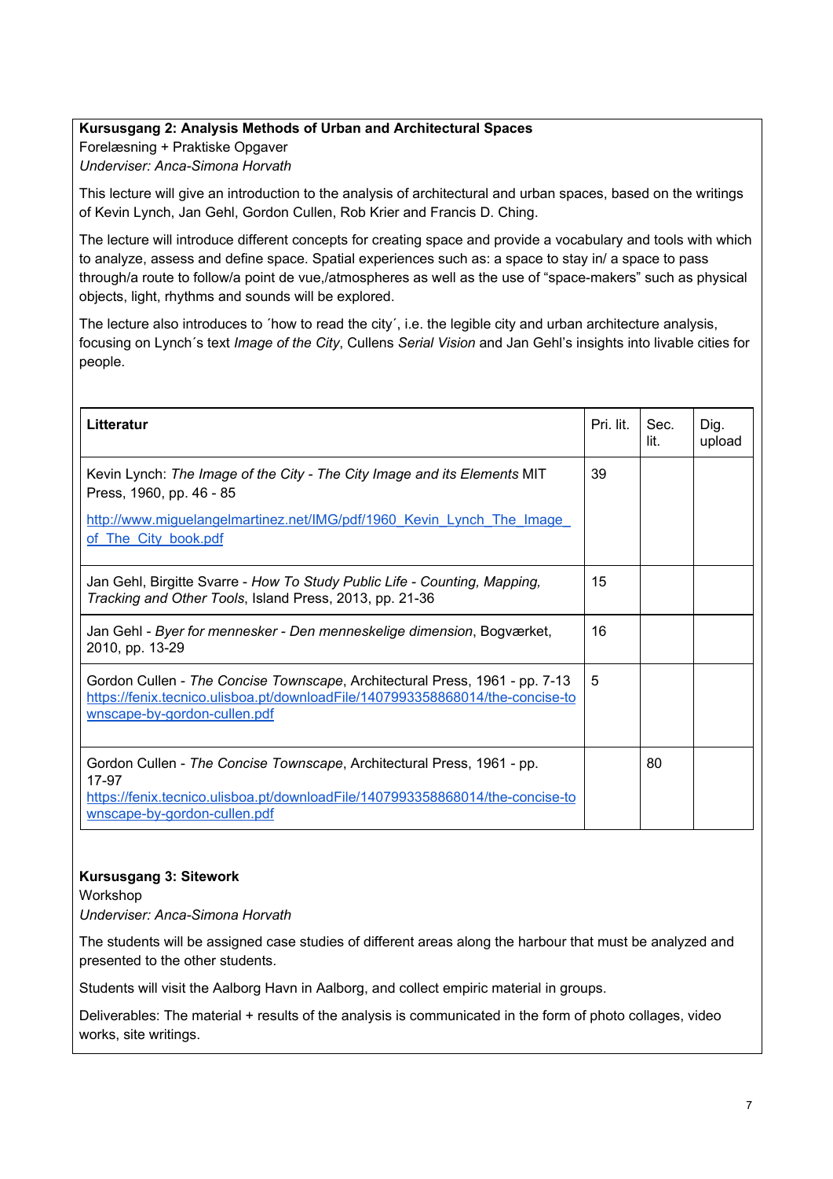**Kursusgang 2: Analysis Methods of Urban and Architectural Spaces**
Forelæsning + Praktiske Opgaver
*Underviser: Anca-Simona Horvath*

This lecture will give an introduction to the analysis of architectural and urban spaces, based on the writings of Kevin Lynch, Jan Gehl, Gordon Cullen, Rob Krier and Francis D. Ching.

The lecture will introduce different concepts for creating space and provide a vocabulary and tools with which to analyze, assess and define space. Spatial experiences such as: a space to stay in/ a space to pass through/a route to follow/a point de vue,/atmospheres as well as the use of "space-makers" such as physical objects, light, rhythms and sounds will be explored.

The lecture also introduces to ´how to read the city´, i.e. the legible city and urban architecture analysis, focusing on Lynch´s text *Image of the City*, Cullens *Serial Vision* and Jan Gehl's insights into livable cities for people.

| **Litteratur** | Pri. lit. | Sec. lit. | Dig. upload |
|---|---|---|---|
| Kevin Lynch: *The Image of the City - The City Image and its Elements* MIT Press, 1960, pp. 46 - 85 http://www.miguelangelmartinez.net/IMG/pdf/1960_Kevin_Lynch_The_Image_of_The_City_book.pdf | 39 | | |
| Jan Gehl, Birgitte Svarre - *How To Study Public Life - Counting, Mapping, Tracking and Other Tools*, Island Press, 2013, pp. 21-36 | 15 | | |
| Jan Gehl - *Byer for mennesker - Den menneskelige dimension*, Bogværket, 2010, pp. 13-29 | 16 | | |
| Gordon Cullen - *The Concise Townscape*, Architectural Press, 1961 - pp. 7-13 https://fenix.tecnico.ulisboa.pt/downloadFile/1407993358868014/the-concise-townscape-by-gordon-cullen.pdf | 5 | | |
| Gordon Cullen - *The Concise Townscape*, Architectural Press, 1961 - pp. 17-97 https://fenix.tecnico.ulisboa.pt/downloadFile/1407993358868014/the-concise-townscape-by-gordon-cullen.pdf | | 80 | |

**Kursusgang 3: Sitework**
Workshop
*Underviser: Anca-Simona Horvath*

The students will be assigned case studies of different areas along the harbour that must be analyzed and presented to the other students.

Students will visit the Aalborg Havn in Aalborg, and collect empiric material in groups.

Deliverables: The material + results of the analysis is communicated in the form of photo collages, video works, site writings.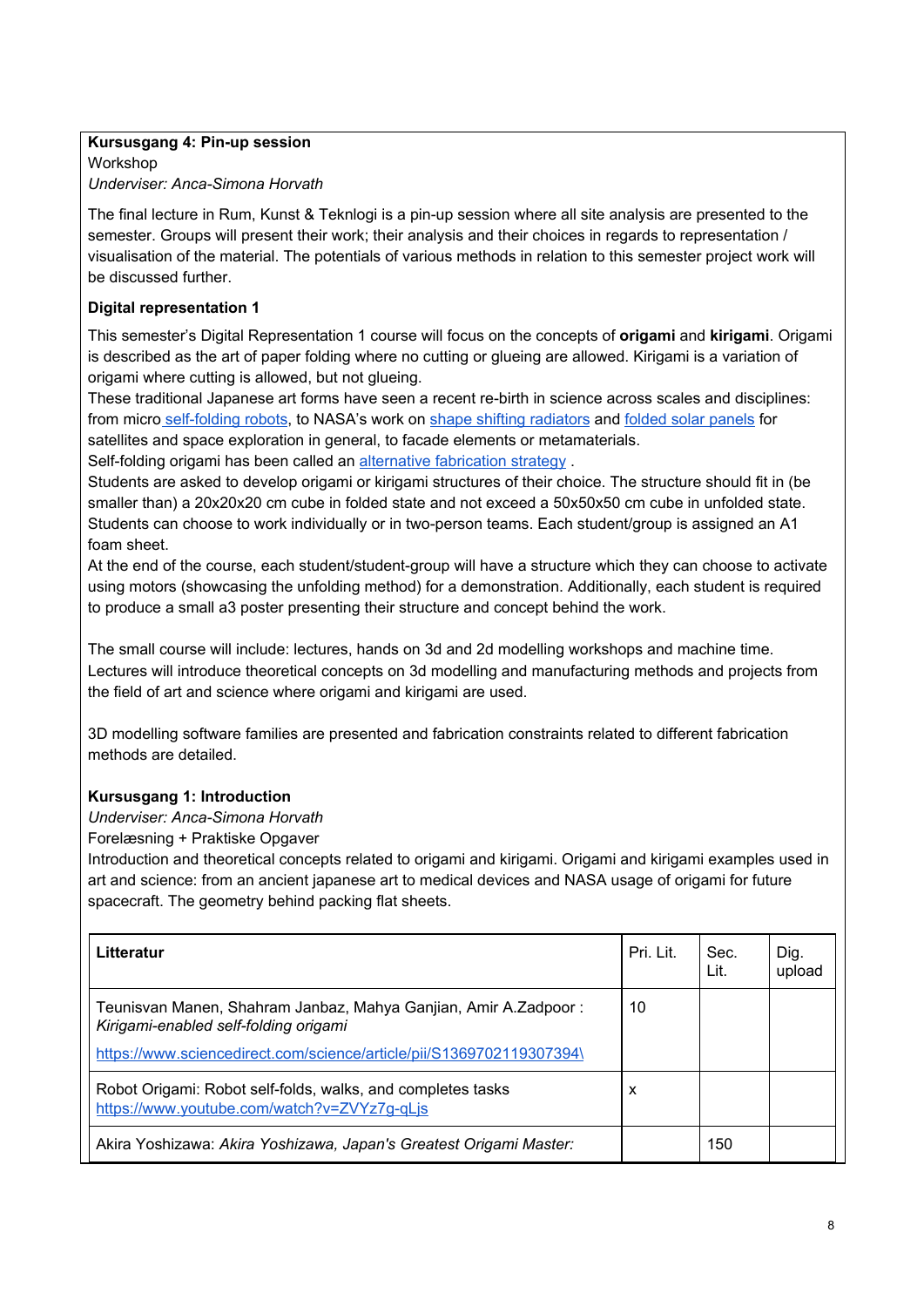**Kursusgang 4: Pin-up session**
Workshop
*Underviser: Anca-Simona Horvath*

The final lecture in Rum, Kunst & Teknlogi is a pin-up session where all site analysis are presented to the semester. Groups will present their work; their analysis and their choices in regards to representation / visualisation of the material. The potentials of various methods in relation to this semester project work will be discussed further.

**Digital representation 1**

This semester's Digital Representation 1 course will focus on the concepts of **origami** and **kirigami**. Origami is described as the art of paper folding where no cutting or glueing are allowed. Kirigami is a variation of origami where cutting is allowed, but not glueing.
These traditional Japanese art forms have seen a recent re-birth in science across scales and disciplines: from micro self-folding robots, to NASA's work on shape shifting radiators and folded solar panels for satellites and space exploration in general, to facade elements or metamaterials.
Self-folding origami has been called an alternative fabrication strategy .
Students are asked to develop origami or kirigami structures of their choice. The structure should fit in (be smaller than) a 20x20x20 cm cube in folded state and not exceed a 50x50x50 cm cube in unfolded state. Students can choose to work individually or in two-person teams. Each student/group is assigned an A1 foam sheet.
At the end of the course, each student/student-group will have a structure which they can choose to activate using motors (showcasing the unfolding method) for a demonstration. Additionally, each student is required to produce a small a3 poster presenting their structure and concept behind the work.

The small course will include: lectures, hands on 3d and 2d modelling workshops and machine time. Lectures will introduce theoretical concepts on 3d modelling and manufacturing methods and projects from the field of art and science where origami and kirigami are used.

3D modelling software families are presented and fabrication constraints related to different fabrication methods are detailed.

**Kursusgang 1: Introduction**
*Underviser: Anca-Simona Horvath*
Forelæsning + Praktiske Opgaver
Introduction and theoretical concepts related to origami and kirigami. Origami and kirigami examples used in art and science: from an ancient japanese art to medical devices and NASA usage of origami for future spacecraft. The geometry behind packing flat sheets.

| **Litteratur** | Pri. Lit. | Sec. Lit. | Dig. upload |
|---|---|---|---|
| Teunisvan Manen, Shahram Janbaz, Mahya Ganjian, Amir A.Zadpoor : *Kirigami-enabled self-folding origami* https://www.sciencedirect.com/science/article/pii/S1369702119307394\ | 10 | | |
| Robot Origami: Robot self-folds, walks, and completes tasks https://www.youtube.com/watch?v=ZVYz7g-qLjs | x | | |
| Akira Yoshizawa: *Akira Yoshizawa, Japan's Greatest Origami Master:* | | 150 | |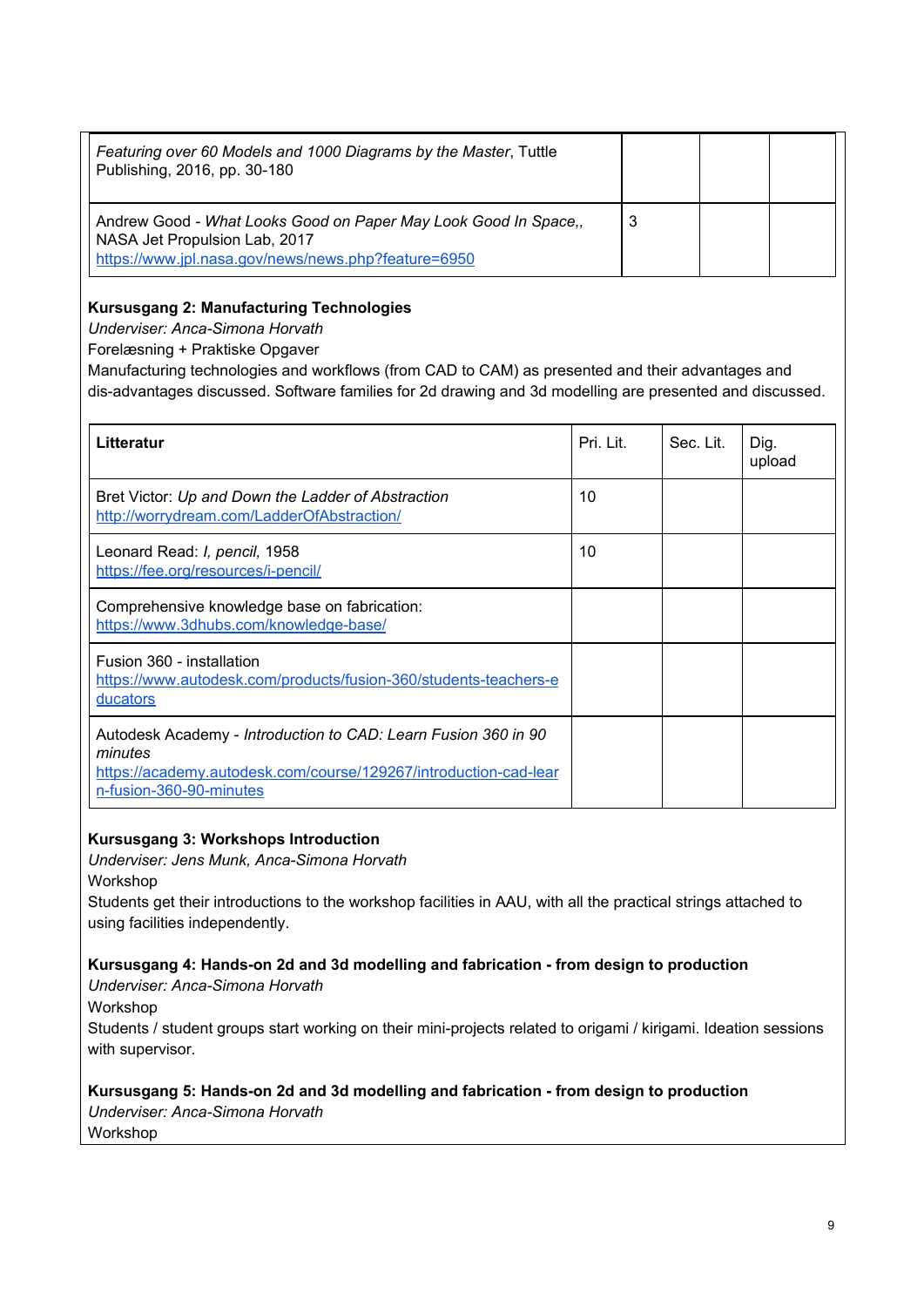| | | | |
|---|---|---|---|
| *Featuring over 60 Models and 1000 Diagrams by the Master*, Tuttle Publishing, 2016, pp. 30-180 | | | |
| Andrew Good - *What Looks Good on Paper May Look Good In Space,,* NASA Jet Propulsion Lab, 2017 [https://www.jpl.nasa.gov/news/news.php?feature=6950](https://www.jpl.nasa.gov/news/news.php?feature=6950) | 3 | | |

**Kursusgang 2: Manufacturing Technologies**

*Underviser: Anca-Simona Horvath*

Forelæsning + Praktiske Opgaver

Manufacturing technologies and workflows (from CAD to CAM) as presented and their advantages and dis-advantages discussed. Software families for 2d drawing and 3d modelling are presented and discussed.

| Litteratur | Pri. Lit. | Sec. Lit. | Dig. upload |
|---|---|---|---|
| Bret Victor: *Up and Down the Ladder of Abstraction* [http://worrydream.com/LadderOfAbstraction/](http://worrydream.com/LadderOfAbstraction/) | 10 | | |
| Leonard Read: *I, pencil*, 1958 [https://fee.org/resources/i-pencil/](https://fee.org/resources/i-pencil/) | 10 | | |
| Comprehensive knowledge base on fabrication: [https://www.3dhubs.com/knowledge-base/](https://www.3dhubs.com/knowledge-base/) | | | |
| Fusion 360 - installation [https://www.autodesk.com/products/fusion-360/students-teachers-educators](https://www.autodesk.com/products/fusion-360/students-teachers-educators) | | | |
| Autodesk Academy - *Introduction to CAD: Learn Fusion 360 in 90 minutes* [https://academy.autodesk.com/course/129267/introduction-cad-learn-fusion-360-90-minutes](https://academy.autodesk.com/course/129267/introduction-cad-learn-fusion-360-90-minutes) | | | |

**Kursusgang 3: Workshops Introduction**

*Underviser: Jens Munk, Anca-Simona Horvath*

Workshop

Students get their introductions to the workshop facilities in AAU, with all the practical strings attached to using facilities independently.

**Kursusgang 4: Hands-on 2d and 3d modelling and fabrication - from design to production**

*Underviser: Anca-Simona Horvath*

Workshop

Students / student groups start working on their mini-projects related to origami / kirigami. Ideation sessions with supervisor.

**Kursusgang 5: Hands-on 2d and 3d modelling and fabrication - from design to production**

*Underviser: Anca-Simona Horvath*

Workshop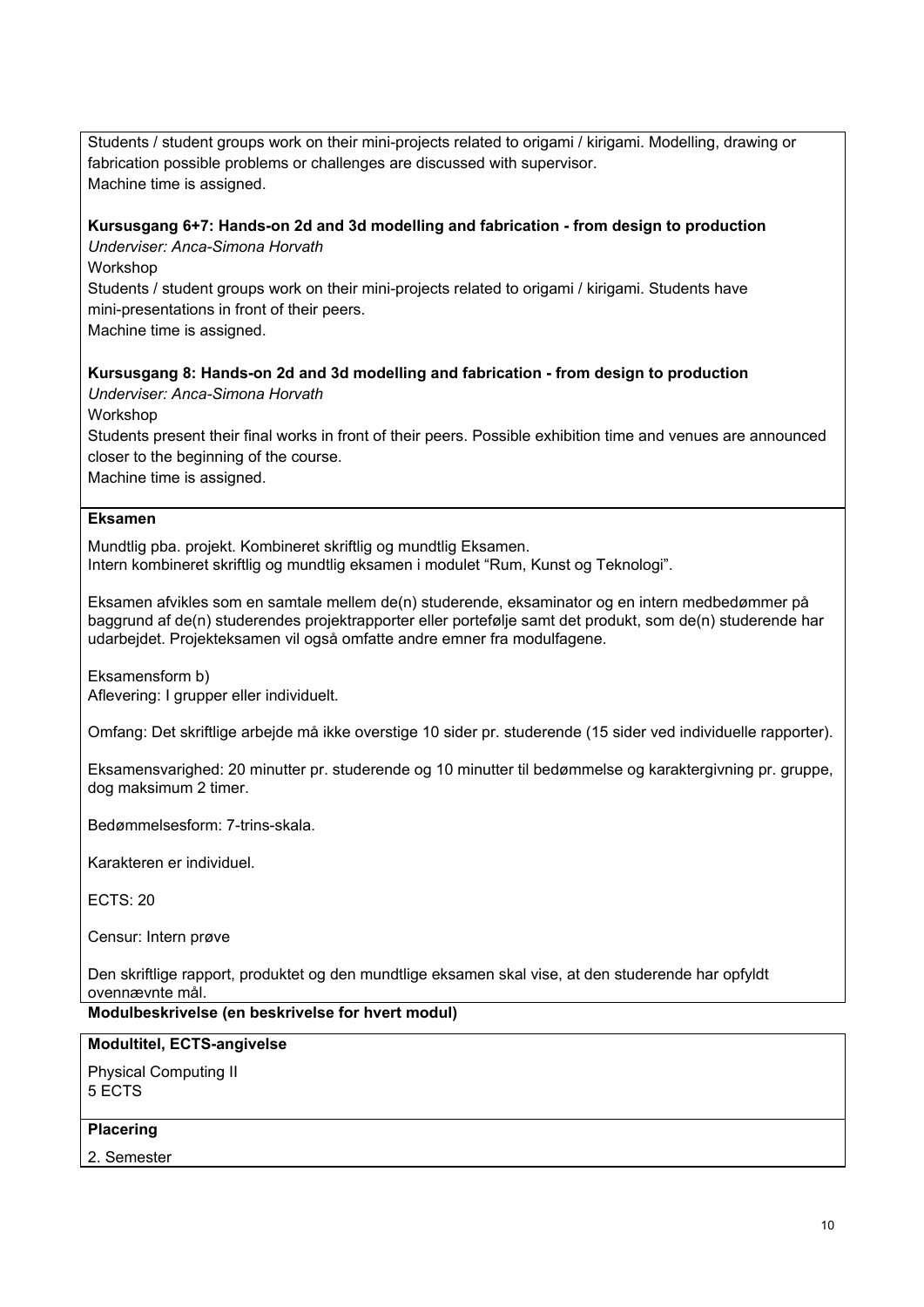Students / student groups work on their mini-projects related to origami / kirigami. Modelling, drawing or fabrication possible problems or challenges are discussed with supervisor.
Machine time is assigned.

**Kursusgang 6+7: Hands-on 2d and 3d modelling and fabrication - from design to production**
*Underviser: Anca-Simona Horvath*
Workshop
Students / student groups work on their mini-projects related to origami / kirigami. Students have mini-presentations in front of their peers.
Machine time is assigned.

**Kursusgang 8: Hands-on 2d and 3d modelling and fabrication - from design to production**
*Underviser: Anca-Simona Horvath*
Workshop
Students present their final works in front of their peers. Possible exhibition time and venues are announced closer to the beginning of the course.
Machine time is assigned.

**Eksamen**

Mundtlig pba. projekt. Kombineret skriftlig og mundtlig Eksamen.
Intern kombineret skriftlig og mundtlig eksamen i modulet "Rum, Kunst og Teknologi".

Eksamen afvikles som en samtale mellem de(n) studerende, eksaminator og en intern medbedømmer på baggrund af de(n) studerendes projektrapporter eller portefølje samt det produkt, som de(n) studerende har udarbejdet. Projekteksamen vil også omfatte andre emner fra modulfagene.

Eksamensform b)
Aflevering: I grupper eller individuelt.

Omfang: Det skriftlige arbejde må ikke overstige 10 sider pr. studerende (15 sider ved individuelle rapporter).

Eksamensvarighed: 20 minutter pr. studerende og 10 minutter til bedømmelse og karaktergivning pr. gruppe, dog maksimum 2 timer.

Bedømmelsesform: 7-trins-skala.

Karakteren er individuel.

ECTS: 20

Censur: Intern prøve

Den skriftlige rapport, produktet og den mundtlige eksamen skal vise, at den studerende har opfyldt ovennævnte mål.

**Modulbeskrivelse (en beskrivelse for hvert modul)**

**Modultitel, ECTS-angivelse**

Physical Computing II
5 ECTS

**Placering**

2. Semester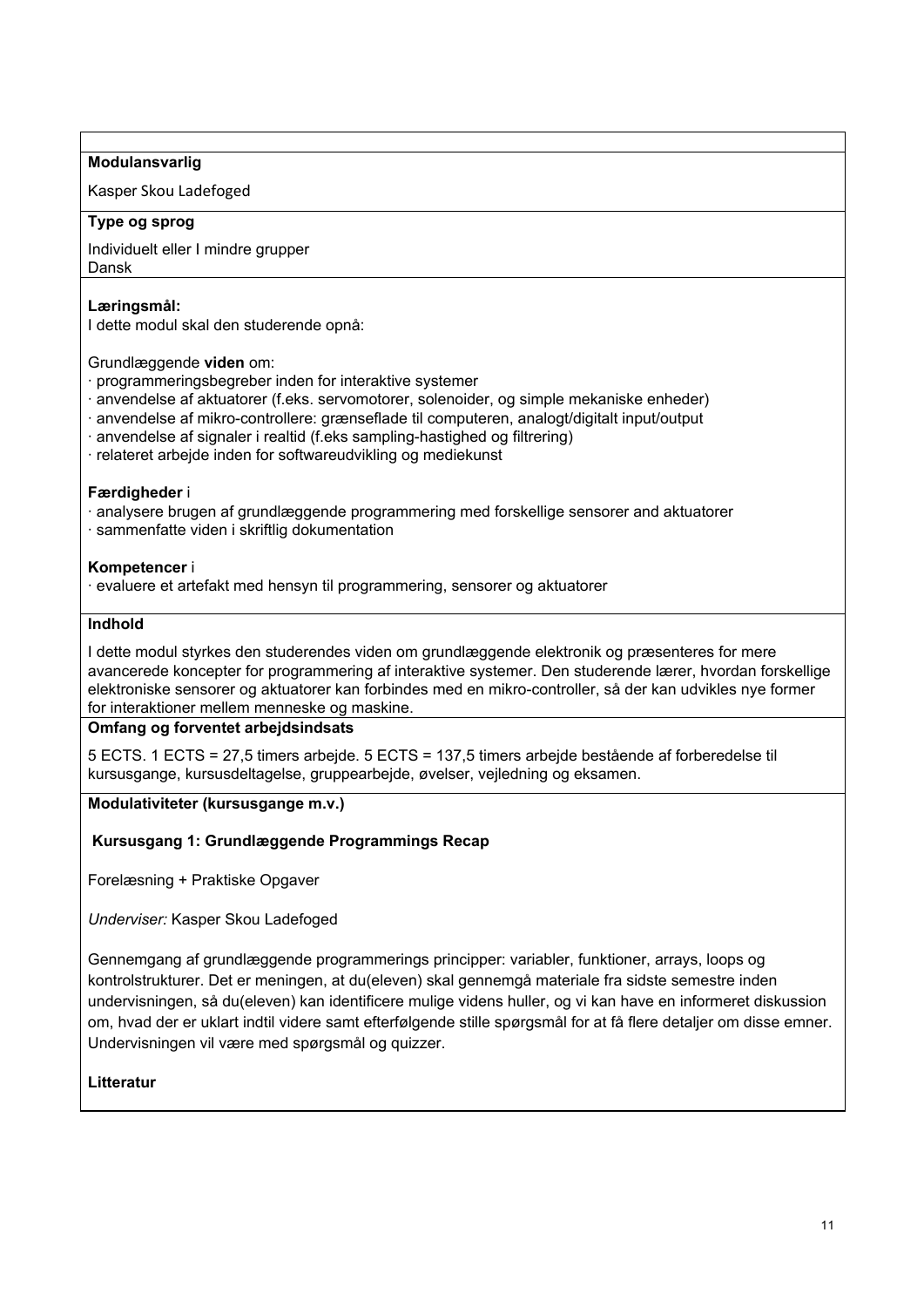**Modulansvarlig**

Kasper Skou Ladefoged

**Type og sprog**

Individuelt eller I mindre grupper
Dansk

**Læringsmål:**
I dette modul skal den studerende opnå:

Grundlæggende **viden** om:
· programmeringsbegreber inden for interaktive systemer
· anvendelse af aktuatorer (f.eks. servomotorer, solenoider, og simple mekaniske enheder)
· anvendelse af mikro-controllere: grænseflade til computeren, analogt/digitalt input/output
· anvendelse af signaler i realtid (f.eks sampling-hastighed og filtrering)
· relateret arbejde inden for softwareudvikling og mediekunst

**Færdigheder** i
· analysere brugen af grundlæggende programmering med forskellige sensorer and aktuatorer
· sammenfatte viden i skriftlig dokumentation

**Kompetencer** i
· evaluere et artefakt med hensyn til programmering, sensorer og aktuatorer

**Indhold**

I dette modul styrkes den studerendes viden om grundlæggende elektronik og præsenteres for mere avancerede koncepter for programmering af interaktive systemer. Den studerende lærer, hvordan forskellige elektroniske sensorer og aktuatorer kan forbindes med en mikro-controller, så der kan udvikles nye former for interaktioner mellem menneske og maskine.

**Omfang og forventet arbejdsindsats**

5 ECTS. 1 ECTS = 27,5 timers arbejde. 5 ECTS = 137,5 timers arbejde bestående af forberedelse til kursusgange, kursusdeltagelse, gruppearbejde, øvelser, vejledning og eksamen.

**Modulativiteter (kursusgange m.v.)**

**Kursusgang 1: Grundlæggende Programmings Recap**

Forelæsning + Praktiske Opgaver

*Underviser:* Kasper Skou Ladefoged

Gennemgang af grundlæggende programmerings principper: variabler, funktioner, arrays, loops og kontrolstrukturer. Det er meningen, at du(eleven) skal gennemgå materiale fra sidste semestre inden undervisningen, så du(eleven) kan identificere mulige videns huller, og vi kan have en informeret diskussion om, hvad der er uklart indtil videre samt efterfølgende stille spørgsmål for at få flere detaljer om disse emner. Undervisningen vil være med spørgsmål og quizzer.

**Litteratur**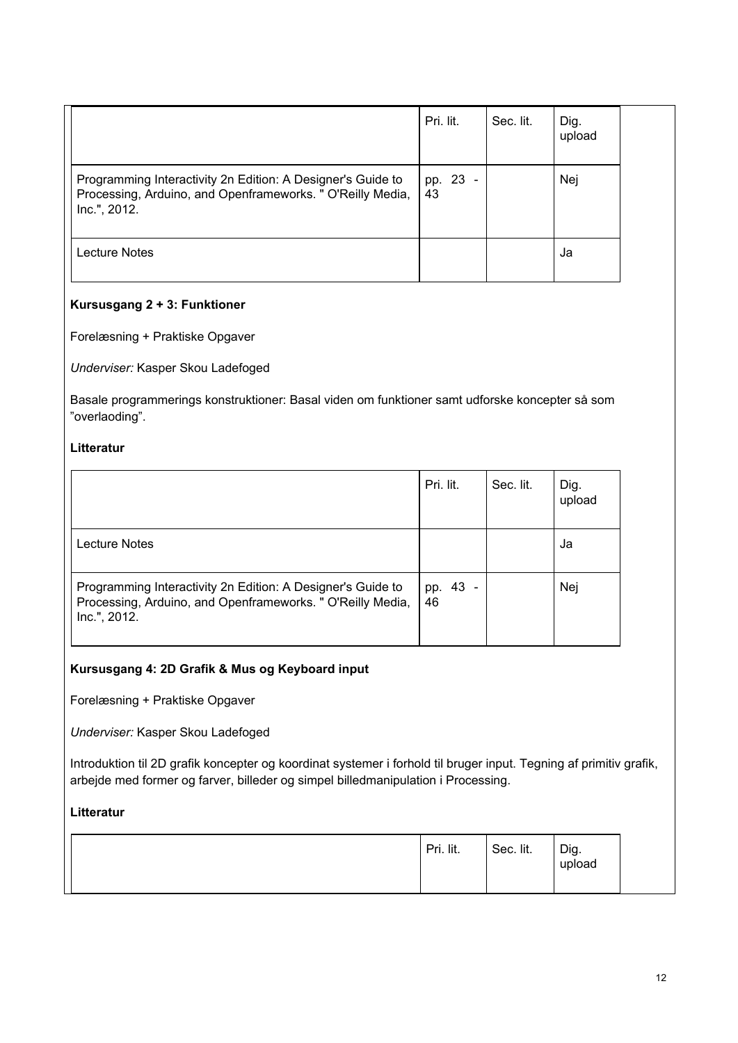| | Pri. lit. | Sec. lit. | Dig. upload |
|---|---|---|---|
| Programming Interactivity 2n Edition: A Designer's Guide to Processing, Arduino, and Openframeworks. " O'Reilly Media, Inc.", 2012. | pp. 23 - 43 | | Nej |
| Lecture Notes | | | Ja |

**Kursusgang 2 + 3: Funktioner**

Forelæsning + Praktiske Opgaver

*Underviser:* Kasper Skou Ladefoged

Basale programmerings konstruktioner: Basal viden om funktioner samt udforske koncepter så som "overlaoding".

**Litteratur**

| | Pri. lit. | Sec. lit. | Dig. upload |
|---|---|---|---|
| Lecture Notes | | | Ja |
| Programming Interactivity 2n Edition: A Designer's Guide to Processing, Arduino, and Openframeworks. " O'Reilly Media, Inc.", 2012. | pp. 43 - 46 | | Nej |

**Kursusgang 4: 2D Grafik & Mus og Keyboard input**

Forelæsning + Praktiske Opgaver

*Underviser:* Kasper Skou Ladefoged

Introduktion til 2D grafik koncepter og koordinat systemer i forhold til bruger input. Tegning af primitiv grafik, arbejde med former og farver, billeder og simpel billedmanipulation i Processing.

**Litteratur**

| | Pri. lit. | Sec. lit. | Dig. upload |
|---|---|---|---|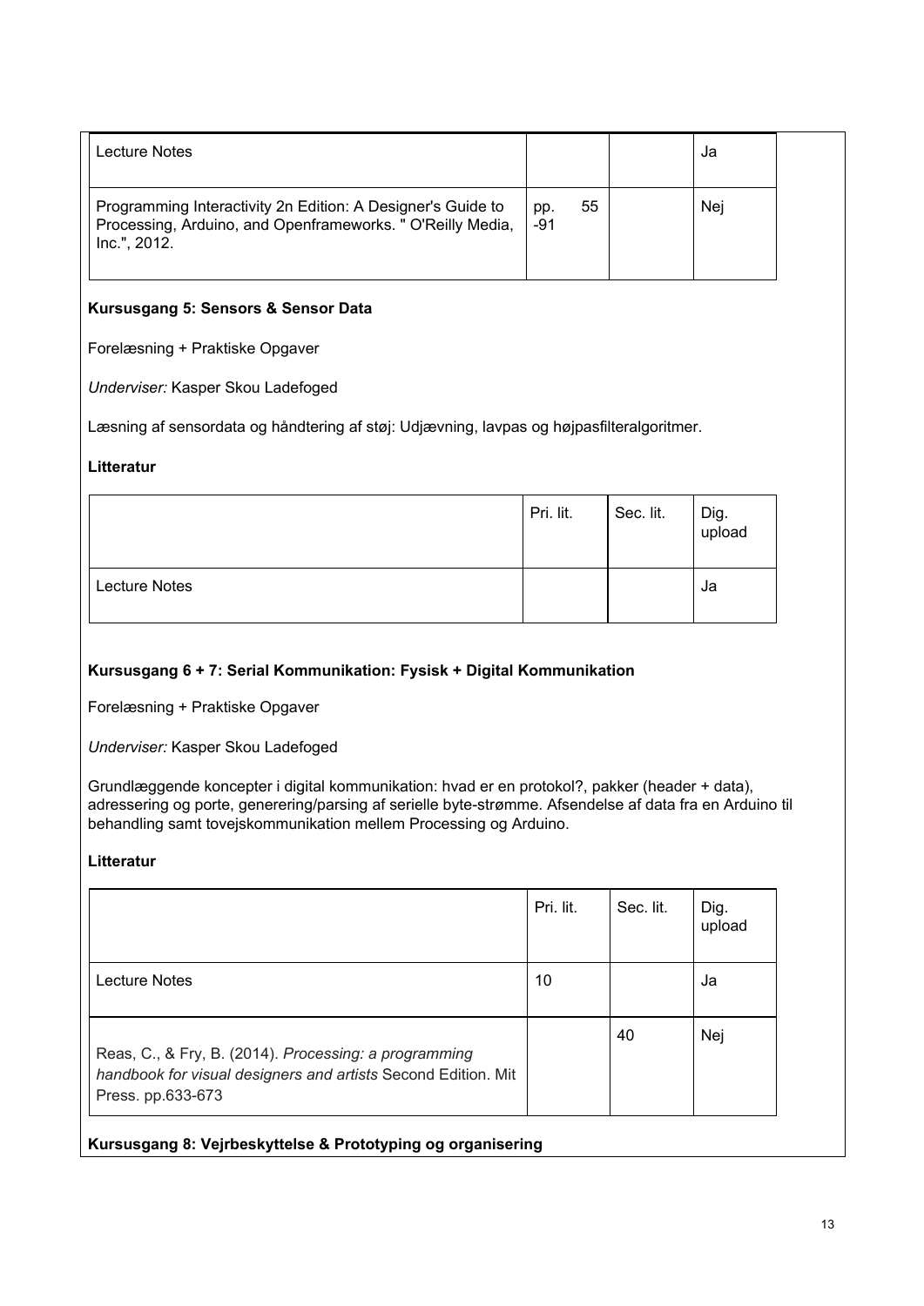| | | | |
|---|---|---|---|
| Lecture Notes | | | Ja |
| Programming Interactivity 2n Edition: A Designer's Guide to Processing, Arduino, and Openframeworks. " O'Reilly Media, Inc.", 2012. | pp. 55 -91 | | Nej |

**Kursusgang 5: Sensors & Sensor Data**

Forelæsning + Praktiske Opgaver

*Underviser:* Kasper Skou Ladefoged

Læsning af sensordata og håndtering af støj: Udjævning, lavpas og højpasfilteralgoritmer.

**Litteratur**

| | Pri. lit. | Sec. lit. | Dig. upload |
|---|---|---|---|
| Lecture Notes | | | Ja |

**Kursusgang 6 + 7: Serial Kommunikation: Fysisk + Digital Kommunikation**

Forelæsning + Praktiske Opgaver

*Underviser:* Kasper Skou Ladefoged

Grundlæggende koncepter i digital kommunikation: hvad er en protokol?, pakker (header + data), adressering og porte, generering/parsing af serielle byte-strømme. Afsendelse af data fra en Arduino til behandling samt tovejskommunikation mellem Processing og Arduino.

**Litteratur**

| | Pri. lit. | Sec. lit. | Dig. upload |
|---|---|---|---|
| Lecture Notes | 10 | | Ja |
| Reas, C., & Fry, B. (2014). *Processing: a programming handbook for visual designers and artists* Second Edition. Mit Press. pp.633-673 | | 40 | Nej |

**Kursusgang 8: Vejrbeskyttelse & Prototyping og organisering**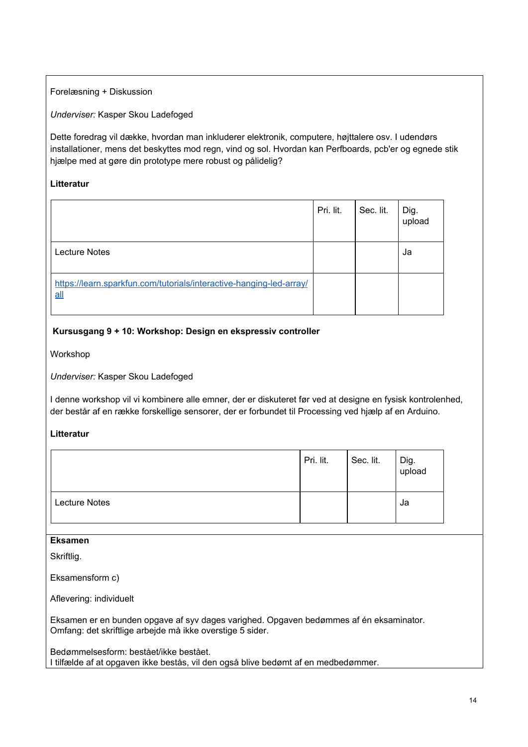Forelæsning + Diskussion

*Underviser:* Kasper Skou Ladefoged

Dette foredrag vil dække, hvordan man inkluderer elektronik, computere, højttalere osv. I udendørs installationer, mens det beskyttes mod regn, vind og sol. Hvordan kan Perfboards, pcb'er og egnede stik hjælpe med at gøre din prototype mere robust og pålidelig?

**Litteratur**

| | Pri. lit. | Sec. lit. | Dig. upload |
|---|---|---|---|
| Lecture Notes | | | Ja |
| https://learn.sparkfun.com/tutorials/interactive-hanging-led-array/all | | | |

**Kursusgang 9 + 10: Workshop: Design en ekspressiv controller**

Workshop

*Underviser:* Kasper Skou Ladefoged

I denne workshop vil vi kombinere alle emner, der er diskuteret før ved at designe en fysisk kontrolenhed, der består af en række forskellige sensorer, der er forbundet til Processing ved hjælp af en Arduino.

**Litteratur**

| | Pri. lit. | Sec. lit. | Dig. upload |
|---|---|---|---|
| Lecture Notes | | | Ja |

**Eksamen**

Skriftlig.

Eksamensform c)

Aflevering: individuelt

Eksamen er en bunden opgave af syv dages varighed. Opgaven bedømmes af én eksaminator.
Omfang: det skriftlige arbejde må ikke overstige 5 sider.

Bedømmelsesform: bestået/ikke bestået.
I tilfælde af at opgaven ikke bestås, vil den også blive bedømt af en medbedømmer.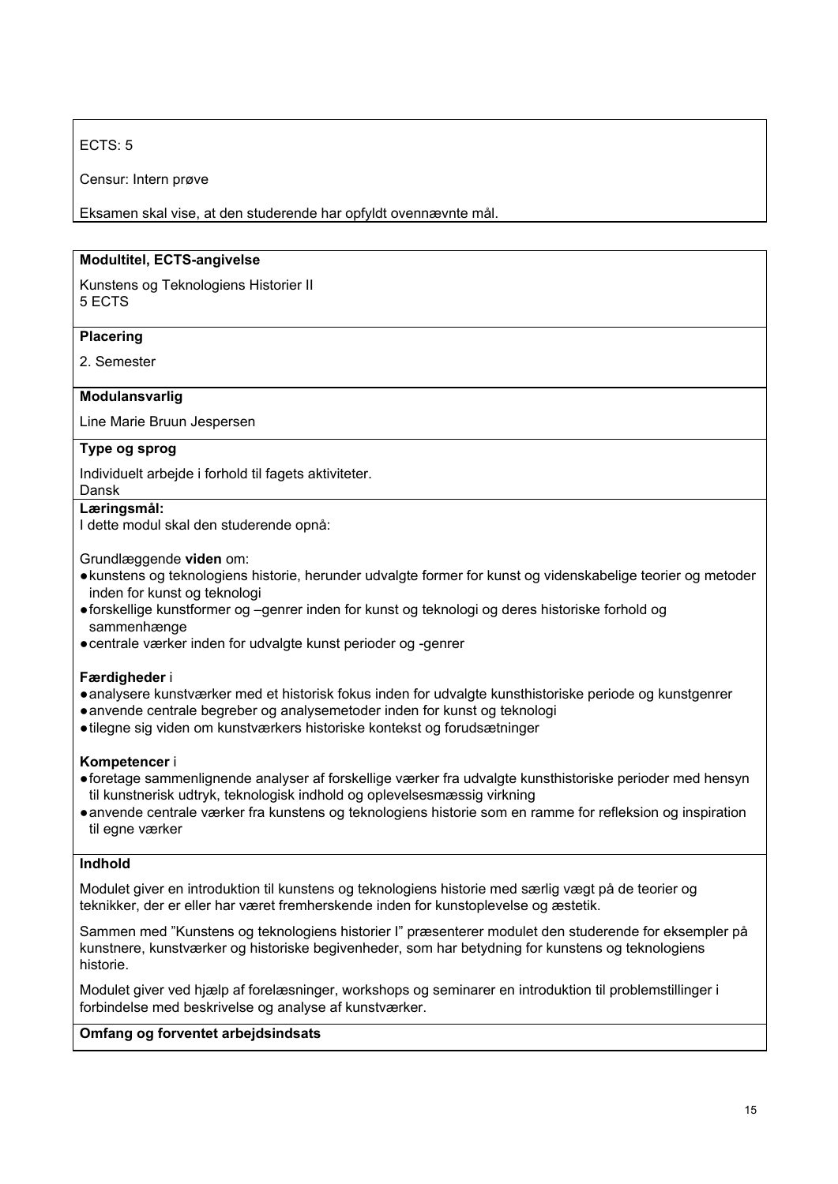ECTS: 5

Censur: Intern prøve

Eksamen skal vise, at den studerende har opfyldt ovennævnte mål.

**Modultitel, ECTS-angivelse**

Kunstens og Teknologiens Historier II
5 ECTS

**Placering**

2. Semester

**Modulansvarlig**

Line Marie Bruun Jespersen

**Type og sprog**

Individuelt arbejde i forhold til fagets aktiviteter.
Dansk

**Læringsmål:**
I dette modul skal den studerende opnå:

Grundlæggende **viden** om:

- kunstens og teknologiens historie, herunder udvalgte former for kunst og videnskabelige teorier og metoder inden for kunst og teknologi
- forskellige kunstformer og –genrer inden for kunst og teknologi og deres historiske forhold og sammenhænge
- centrale værker inden for udvalgte kunst perioder og -genrer

**Færdigheder** i

- analysere kunstværker med et historisk fokus inden for udvalgte kunsthistoriske periode og kunstgenrer
- anvende centrale begreber og analysemetoder inden for kunst og teknologi
- tilegne sig viden om kunstværkers historiske kontekst og forudsætninger

**Kompetencer** i

- foretage sammenlignende analyser af forskellige værker fra udvalgte kunsthistoriske perioder med hensyn til kunstnerisk udtryk, teknologisk indhold og oplevelsesmæssig virkning
- anvende centrale værker fra kunstens og teknologiens historie som en ramme for refleksion og inspiration til egne værker

**Indhold**

Modulet giver en introduktion til kunstens og teknologiens historie med særlig vægt på de teorier og teknikker, der er eller har været fremherskende inden for kunstoplevelse og æstetik.

Sammen med "Kunstens og teknologiens historier I" præsenterer modulet den studerende for eksempler på kunstnere, kunstværker og historiske begivenheder, som har betydning for kunstens og teknologiens historie.

Modulet giver ved hjælp af forelæsninger, workshops og seminarer en introduktion til problemstillinger i forbindelse med beskrivelse og analyse af kunstværker.

**Omfang og forventet arbejdsindsats**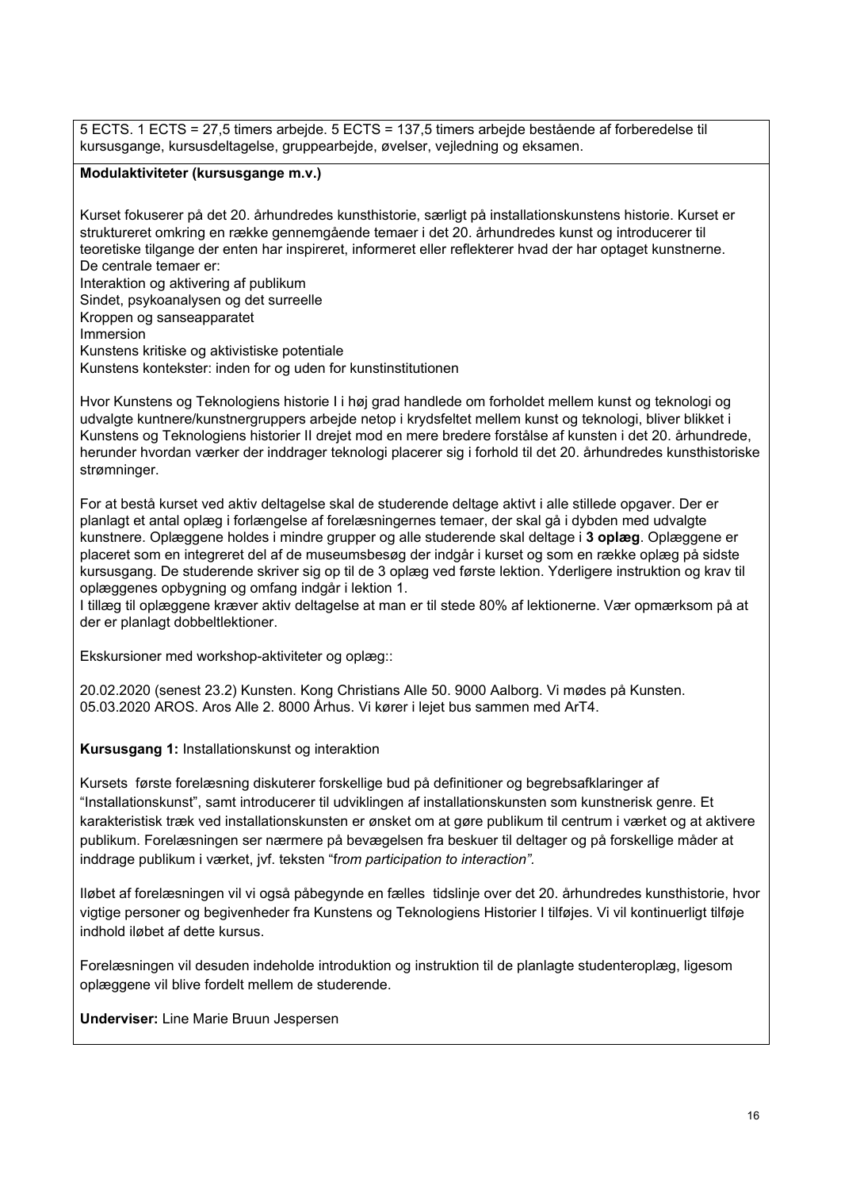5 ECTS. 1 ECTS = 27,5 timers arbejde. 5 ECTS = 137,5 timers arbejde bestående af forberedelse til kursusgange, kursusdeltagelse, gruppearbejde, øvelser, vejledning og eksamen.

**Modulaktiviteter (kursusgange m.v.)**

Kurset fokuserer på det 20. århundredes kunsthistorie, særligt på installationskunstens historie. Kurset er struktureret omkring en række gennemgående temaer i det 20. århundredes kunst og introducerer til teoretiske tilgange der enten har inspireret, informeret eller reflekterer hvad der har optaget kunstnerne. De centrale temaer er:
Interaktion og aktivering af publikum
Sindet, psykoanalysen og det surreelle
Kroppen og sanseapparatet
Immersion
Kunstens kritiske og aktivistiske potentiale
Kunstens kontekster: inden for og uden for kunstinstitutionen

Hvor Kunstens og Teknologiens historie I i høj grad handlede om forholdet mellem kunst og teknologi og udvalgte kuntnere/kunstnergruppers arbejde netop i krydsfeltet mellem kunst og teknologi, bliver blikket i Kunstens og Teknologiens historier II drejet mod en mere bredere forstålse af kunsten i det 20. århundrede, herunder hvordan værker der inddrager teknologi placerer sig i forhold til det 20. århundredes kunsthistoriske strømninger.

For at bestå kurset ved aktiv deltagelse skal de studerende deltage aktivt i alle stillede opgaver. Der er planlagt et antal oplæg i forlængelse af forelæsningernes temaer, der skal gå i dybden med udvalgte kunstnere. Oplæggene holdes i mindre grupper og alle studerende skal deltage i **3 oplæg**. Oplæggene er placeret som en integreret del af de museumsbesøg der indgår i kurset og som en række oplæg på sidste kursusgang. De studerende skriver sig op til de 3 oplæg ved første lektion. Yderligere instruktion og krav til oplæggenes opbygning og omfang indgår i lektion 1.
I tillæg til oplæggene kræver aktiv deltagelse at man er til stede 80% af lektionerne. Vær opmærksom på at der er planlagt dobbeltlektioner.

Ekskursioner med workshop-aktiviteter og oplæg::

20.02.2020 (senest 23.2) Kunsten. Kong Christians Alle 50. 9000 Aalborg. Vi mødes på Kunsten.
05.03.2020 AROS. Aros Alle 2. 8000 Århus. Vi kører i lejet bus sammen med ArT4.

**Kursusgang 1:** Installationskunst og interaktion

Kursets første forelæsning diskuterer forskellige bud på definitioner og begrebsafklaringer af "Installationskunst", samt introducerer til udviklingen af installationskunsten som kunstnerisk genre. Et karakteristisk træk ved installationskunsten er ønsket om at gøre publikum til centrum i værket og at aktivere publikum. Forelæsningen ser nærmere på bevægelsen fra beskuer til deltager og på forskellige måder at inddrage publikum i værket, jvf. teksten "f*rom participation to interaction".*

Iløbet af forelæsningen vil vi også påbegynde en fælles tidslinje over det 20. århundredes kunsthistorie, hvor vigtige personer og begivenheder fra Kunstens og Teknologiens Historier I tilføjes. Vi vil kontinuerligt tilføje indhold iløbet af dette kursus.

Forelæsningen vil desuden indeholde introduktion og instruktion til de planlagte studenteroplæg, ligesom oplæggene vil blive fordelt mellem de studerende.

**Underviser:** Line Marie Bruun Jespersen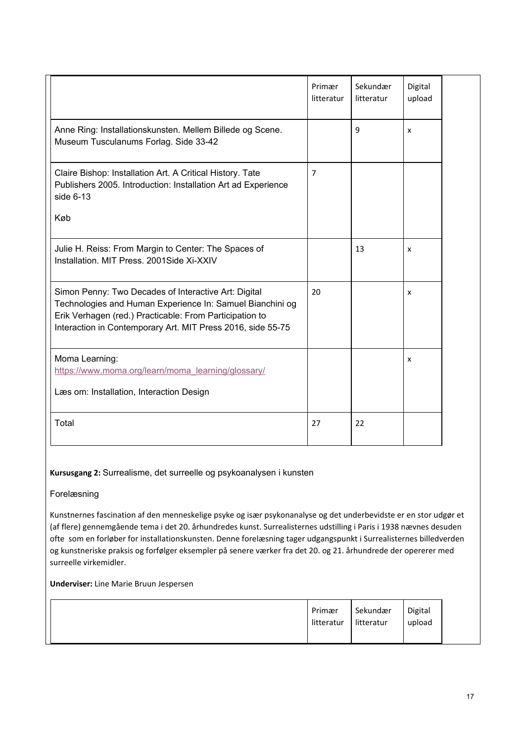| | Primær litteratur | Sekundær litteratur | Digital upload |
|---|---|---|---|
| Anne Ring: Installationskunsten. Mellem Billede og Scene. Museum Tusculanums Forlag. Side 33-42 | | 9 | x |
| Claire Bishop: Installation Art. A Critical History. Tate Publishers 2005. Introduction: Installation Art ad Experience side 6-13<br><br>Køb | 7 | | |
| Julie H. Reiss: From Margin to Center: The Spaces of Installation. MIT Press. 2001Side Xi-XXIV | | 13 | x |
| Simon Penny: Two Decades of Interactive Art: Digital Technologies and Human Experience In: Samuel Bianchini og Erik Verhagen (red.) Practicable: From Participation to Interaction in Contemporary Art. MIT Press 2016, side 55-75 | 20 | | x |
| Moma Learning: https://www.moma.org/learn/moma_learning/glossary/<br><br>Læs om: Installation, Interaction Design | | | x |
| Total | 27 | 22 | |

**Kursusgang 2:** Surrealisme, det surreelle og psykoanalysen i kunsten

Forelæsning

Kunstnernes fascination af den menneskelige psyke og især psykonanalyse og det underbevidste er en stor udgør et (af flere) gennemgående tema i det 20. århundredes kunst. Surrealisternes udstilling i Paris i 1938 nævnes desuden ofte som en forløber for installationskunsten. Denne forelæsning tager udgangspunkt i Surrealisternes billedverden og kunstneriske praksis og forfølger eksempler på senere værker fra det 20. og 21. århundrede der opererer med surreelle virkemidler.

**Underviser:** Line Marie Bruun Jespersen

| | Primær litteratur | Sekundær litteratur | Digital upload |
|---|---|---|---|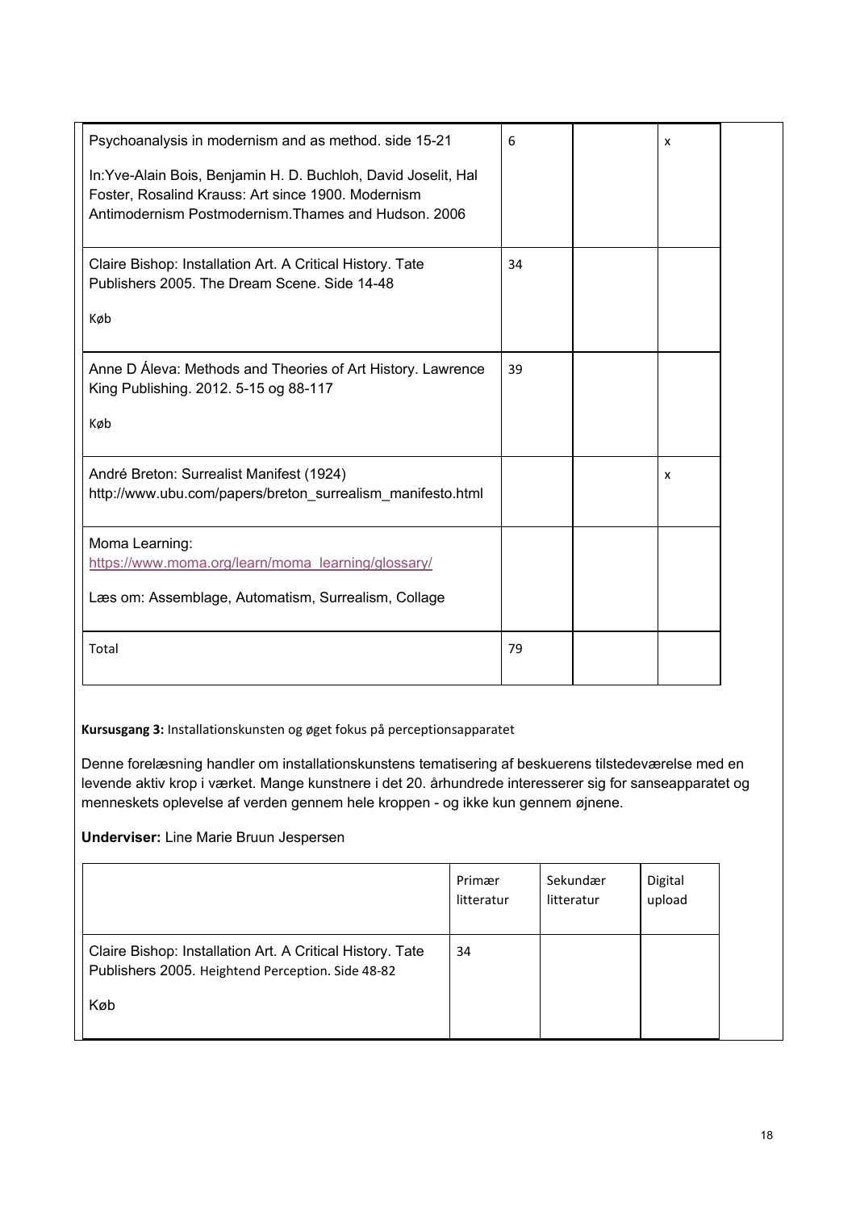| | | | |
|---|---|---|---|
| Psychoanalysis in modernism and as method. side 15-21<br><br>In:Yve-Alain Bois, Benjamin H. D. Buchloh, David Joselit, Hal Foster, Rosalind Krauss: Art since 1900. Modernism Antimodernism Postmodernism.Thames and Hudson. 2006 | 6 | | x |
| Claire Bishop: Installation Art. A Critical History. Tate Publishers 2005. The Dream Scene. Side 14-48<br><br>Køb | 34 | | |
| Anne D Áleva: Methods and Theories of Art History. Lawrence King Publishing. 2012. 5-15 og 88-117<br><br>Køb | 39 | | |
| André Breton: Surrealist Manifest (1924) http://www.ubu.com/papers/breton_surrealism_manifesto.html | | | x |
| Moma Learning: https://www.moma.org/learn/moma_learning/glossary/<br><br>Læs om: Assemblage, Automatism, Surrealism, Collage | | | |
| Total | 79 | | |

**Kursusgang 3:** Installationskunsten og øget fokus på perceptionsapparatet

Denne forelæsning handler om installationskunstens tematisering af beskuerens tilstedeværelse med en levende aktiv krop i værket. Mange kunstnere i det 20. århundrede interesserer sig for sanseapparatet og menneskets oplevelse af verden gennem hele kroppen - og ikke kun gennem øjnene.

**Underviser:** Line Marie Bruun Jespersen

| | Primær litteratur | Sekundær litteratur | Digital upload |
|---|---|---|---|
| Claire Bishop: Installation Art. A Critical History. Tate Publishers 2005. Heightend Perception. Side 48-82<br><br>Køb | 34 | | |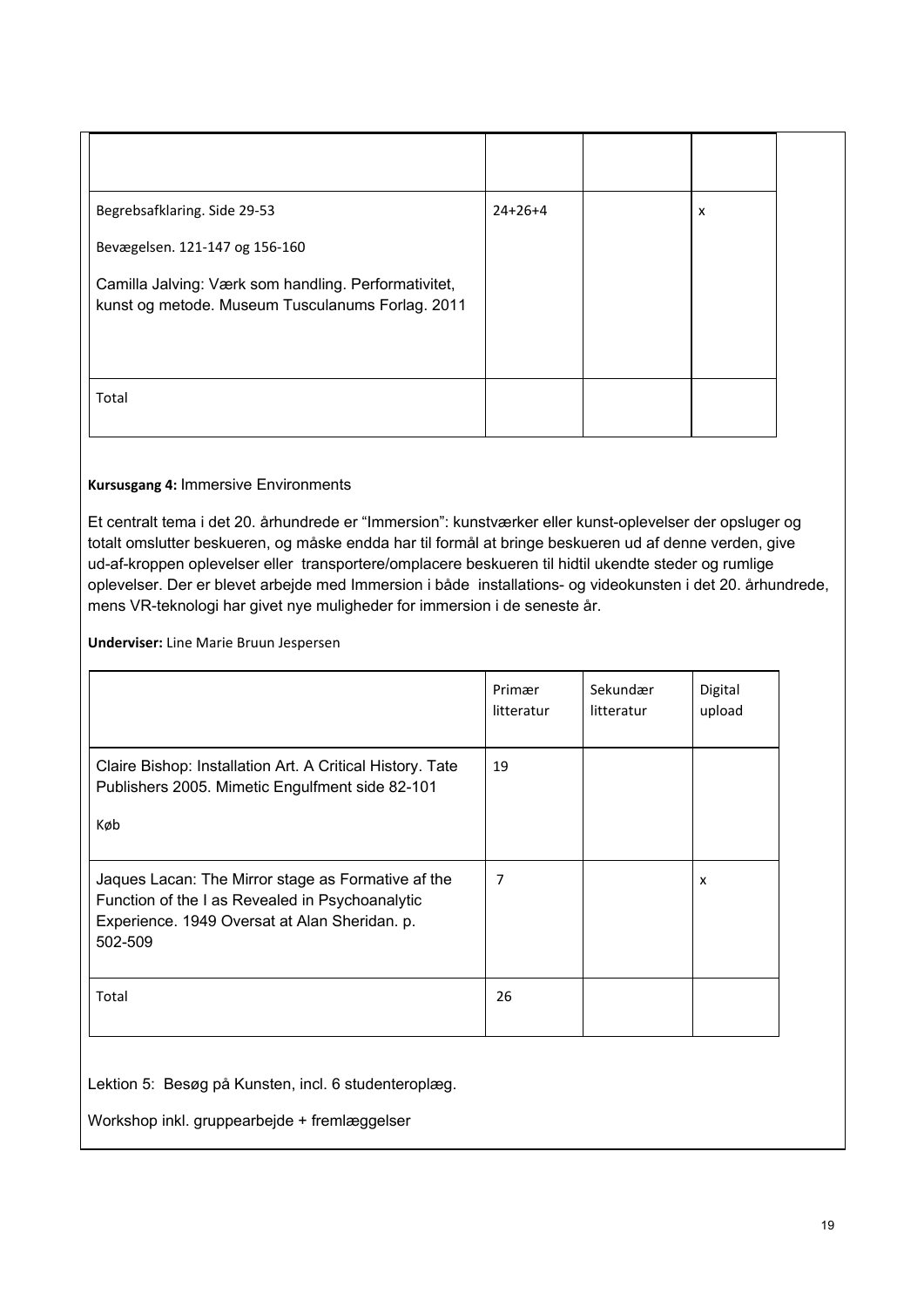| | | | |
|---|---|---|---|
| Begrebsafklaring. Side 29-53<br><br>Bevægelsen. 121-147 og 156-160<br><br>Camilla Jalving: Værk som handling. Performativitet, kunst og metode. Museum Tusculanums Forlag. 2011 | 24+26+4 | | x |
| Total | | | |

**Kursusgang 4:** Immersive Environments

Et centralt tema i det 20. århundrede er "Immersion": kunstværker eller kunst-oplevelser der opsluger og totalt omslutter beskueren, og måske endda har til formål at bringe beskueren ud af denne verden, give ud-af-kroppen oplevelser eller transportere/omplacere beskueren til hidtil ukendte steder og rumlige oplevelser. Der er blevet arbejde med Immersion i både installations- og videokunsten i det 20. århundrede, mens VR-teknologi har givet nye muligheder for immersion i de seneste år.

**Underviser:** Line Marie Bruun Jespersen

| | Primær litteratur | Sekundær litteratur | Digital upload |
|---|---|---|---|
| Claire Bishop: Installation Art. A Critical History. Tate Publishers 2005. Mimetic Engulfment side 82-101<br><br>Køb | 19 | | |
| Jaques Lacan: The Mirror stage as Formative af the Function of the I as Revealed in Psychoanalytic Experience. 1949 Oversat at Alan Sheridan. p. 502-509 | 7 | | x |
| Total | 26 | | |

Lektion 5: Besøg på Kunsten, incl. 6 studenteroplæg.

Workshop inkl. gruppearbejde + fremlæggelser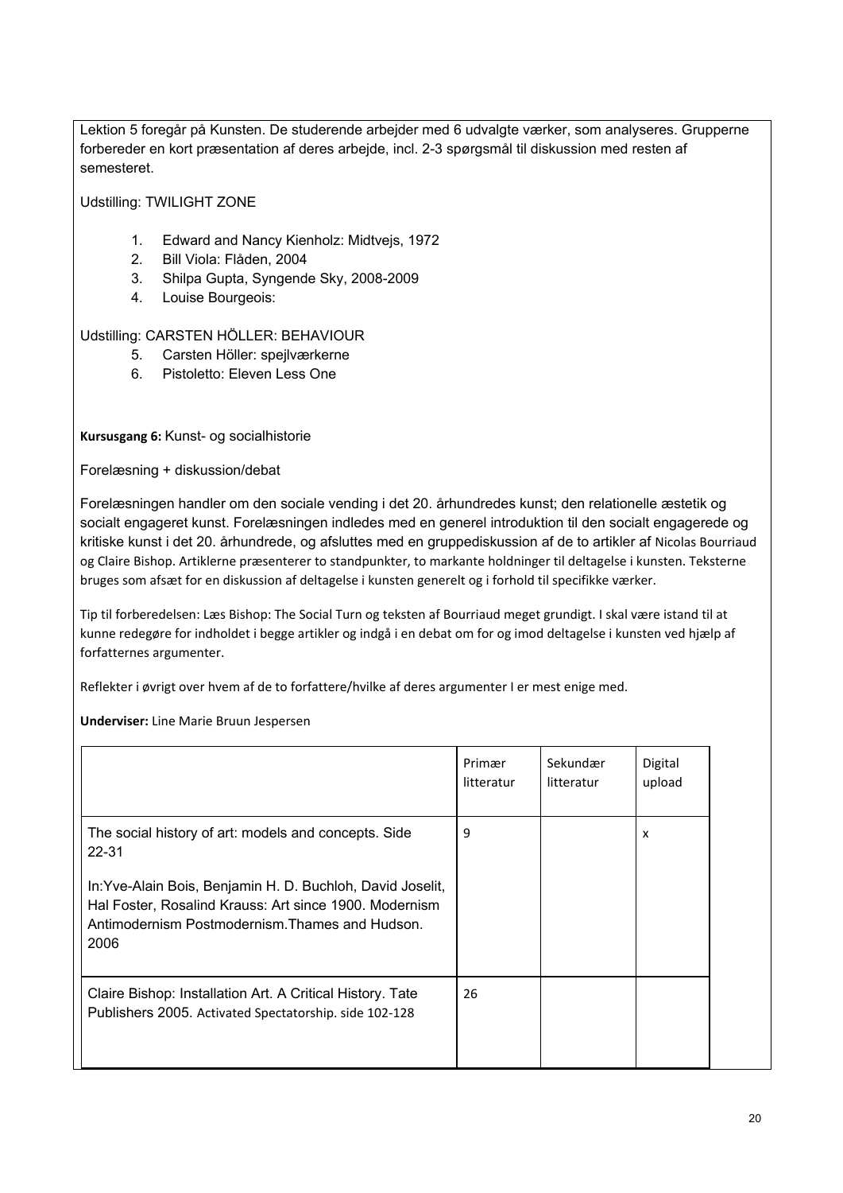Lektion 5 foregår på Kunsten. De studerende arbejder med 6 udvalgte værker, som analyseres. Grupperne forbereder en kort præsentation af deres arbejde, incl. 2-3 spørgsmål til diskussion med resten af semesteret.

Udstilling: TWILIGHT ZONE

1. Edward and Nancy Kienholz: Midtvejs, 1972
2. Bill Viola: Flåden, 2004
3. Shilpa Gupta, Syngende Sky, 2008-2009
4. Louise Bourgeois:

Udstilling: CARSTEN HÖLLER: BEHAVIOUR

5. Carsten Höller: spejlværkerne
6. Pistoletto: Eleven Less One

**Kursusgang 6:** Kunst- og socialhistorie

Forelæsning + diskussion/debat

Forelæsningen handler om den sociale vending i det 20. århundredes kunst; den relationelle æstetik og socialt engageret kunst. Forelæsningen indledes med en generel introduktion til den socialt engagerede og kritiske kunst i det 20. århundrede, og afsluttes med en gruppediskussion af de to artikler af Nicolas Bourriaud og Claire Bishop. Artiklerne præsenterer to standpunkter, to markante holdninger til deltagelse i kunsten. Teksterne bruges som afsæt for en diskussion af deltagelse i kunsten generelt og i forhold til specifikke værker.

Tip til forberedelsen: Læs Bishop: The Social Turn og teksten af Bourriaud meget grundigt. I skal være istand til at kunne redegøre for indholdet i begge artikler og indgå i en debat om for og imod deltagelse i kunsten ved hjælp af forfatternes argumenter.

Reflekter i øvrigt over hvem af de to forfattere/hvilke af deres argumenter I er mest enige med.

**Underviser:** Line Marie Bruun Jespersen

| | Primær litteratur | Sekundær litteratur | Digital upload |
|---|---|---|---|
| The social history of art: models and concepts. Side 22-31<br><br>In:Yve-Alain Bois, Benjamin H. D. Buchloh, David Joselit, Hal Foster, Rosalind Krauss: Art since 1900. Modernism Antimodernism Postmodernism.Thames and Hudson. 2006 | 9 | | x |
| Claire Bishop: Installation Art. A Critical History. Tate Publishers 2005. Activated Spectatorship. side 102-128 | 26 | | |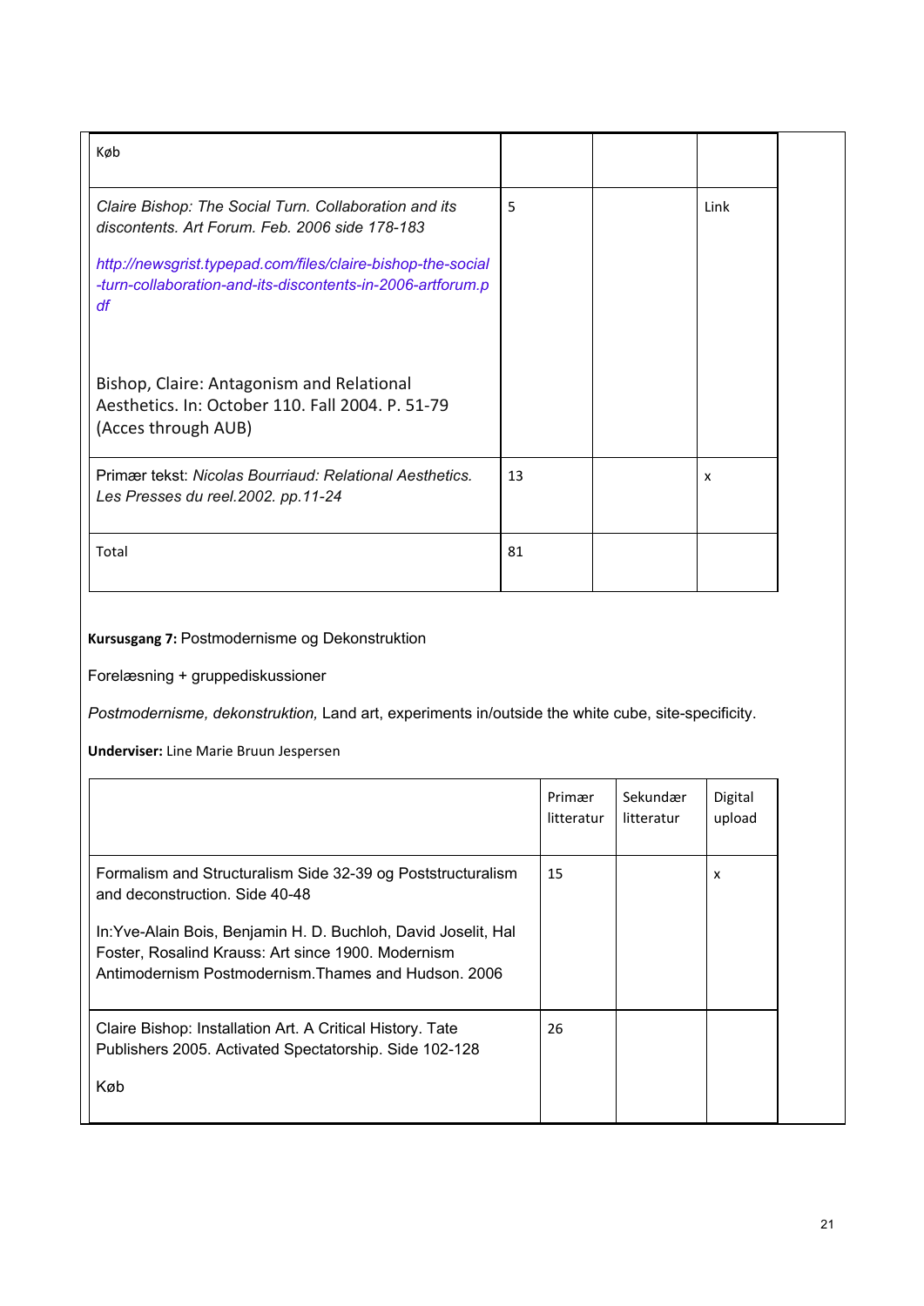| | | | |
|---|---|---|---|
| Køb | | | |
| *Claire Bishop: The Social Turn. Collaboration and its discontents. Art Forum. Feb. 2006 side 178-183*<br><br>*http://newsgrist.typepad.com/files/claire-bishop-the-social-turn-collaboration-and-its-discontents-in-2006-artforum.pdf*<br><br>Bishop, Claire: Antagonism and Relational Aesthetics. In: October 110. Fall 2004. P. 51-79 (Acces through AUB) | 5 | | Link |
| Primær tekst: *Nicolas Bourriaud: Relational Aesthetics. Les Presses du reel.2002. pp.11-24* | 13 | | x |
| Total | 81 | | |

**Kursusgang 7:** Postmodernisme og Dekonstruktion

Forelæsning + gruppediskussioner

*Postmodernisme, dekonstruktion,* Land art, experiments in/outside the white cube, site-specificity.

**Underviser:** Line Marie Bruun Jespersen

| | Primær litteratur | Sekundær litteratur | Digital upload |
|---|---|---|---|
| Formalism and Structuralism Side 32-39 og Poststructuralism and deconstruction. Side 40-48<br><br>In:Yve-Alain Bois, Benjamin H. D. Buchloh, David Joselit, Hal Foster, Rosalind Krauss: Art since 1900. Modernism Antimodernism Postmodernism.Thames and Hudson. 2006 | 15 | | x |
| Claire Bishop: Installation Art. A Critical History. Tate Publishers 2005. Activated Spectatorship. Side 102-128<br><br>Køb | 26 | | |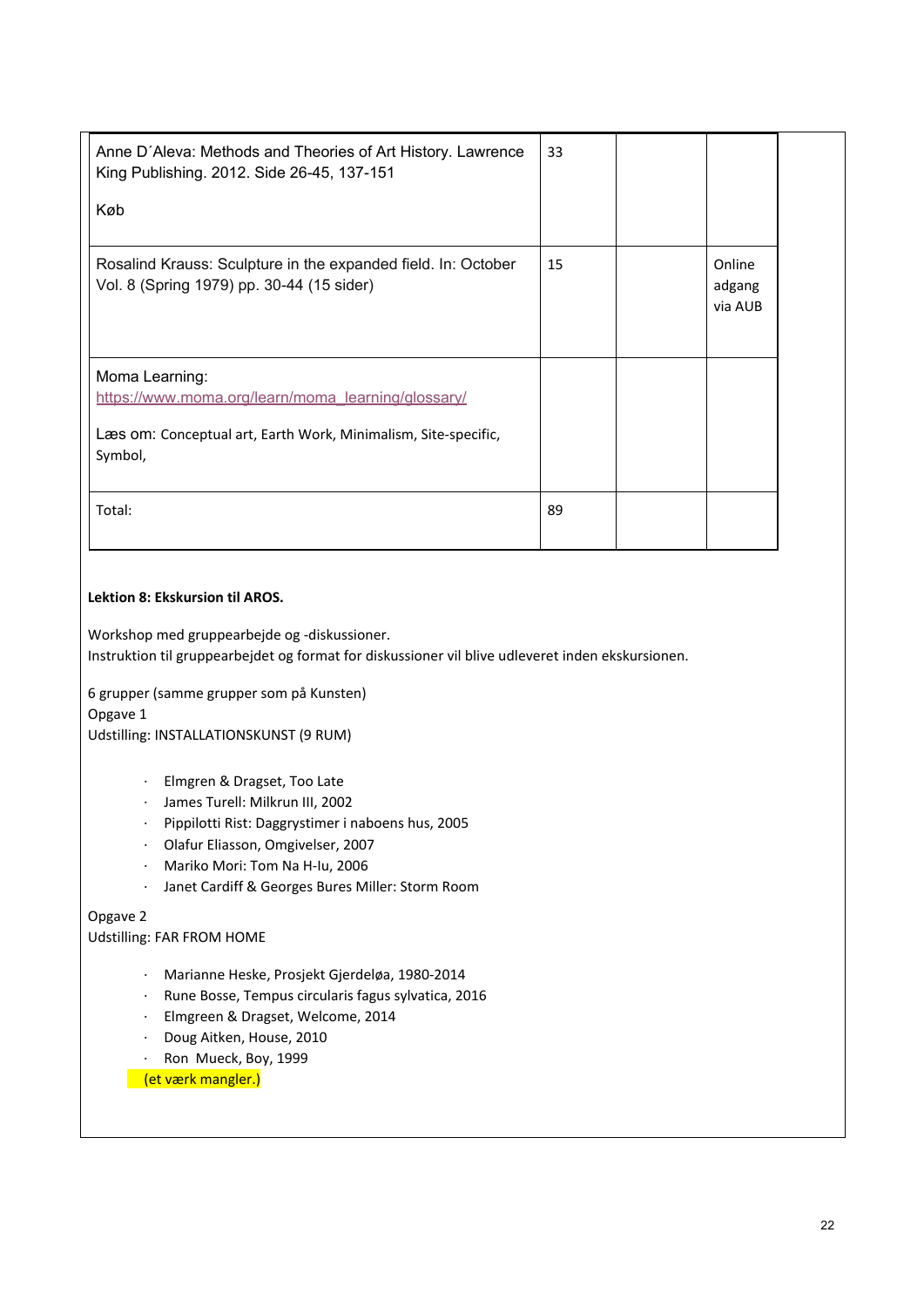| | | | |
|---|---|---|---|
| Anne D´Aleva: Methods and Theories of Art History. Lawrence King Publishing. 2012. Side 26-45, 137-151<br><br>Køb | 33 | | |
| Rosalind Krauss: Sculpture in the expanded field. In: October Vol. 8 (Spring 1979) pp. 30-44 (15 sider) | 15 | | Online adgang via AUB |
| Moma Learning:<br>https://www.moma.org/learn/moma_learning/glossary/<br><br>Læs om: Conceptual art, Earth Work, Minimalism, Site-specific, Symbol, | | | |
| Total: | 89 | | |

**Lektion 8: Ekskursion til AROS.**

Workshop med gruppearbejde og -diskussioner.
Instruktion til gruppearbejdet og format for diskussioner vil blive udleveret inden ekskursionen.

6 grupper (samme grupper som på Kunsten)
Opgave 1
Udstilling: INSTALLATIONSKUNST (9 RUM)

- Elmgren & Dragset, Too Late
- James Turell: Milkrun III, 2002
- Pippilotti Rist: Daggrystimer i naboens hus, 2005
- Olafur Eliasson, Omgivelser, 2007
- Mariko Mori: Tom Na H-Iu, 2006
- Janet Cardiff & Georges Bures Miller: Storm Room

Opgave 2
Udstilling: FAR FROM HOME

- Marianne Heske, Prosjekt Gjerdeløa, 1980-2014
- Rune Bosse, Tempus circularis fagus sylvatica, 2016
- Elmgreen & Dragset, Welcome, 2014
- Doug Aitken, House, 2010
- Ron Mueck, Boy, 1999

(et værk mangler.)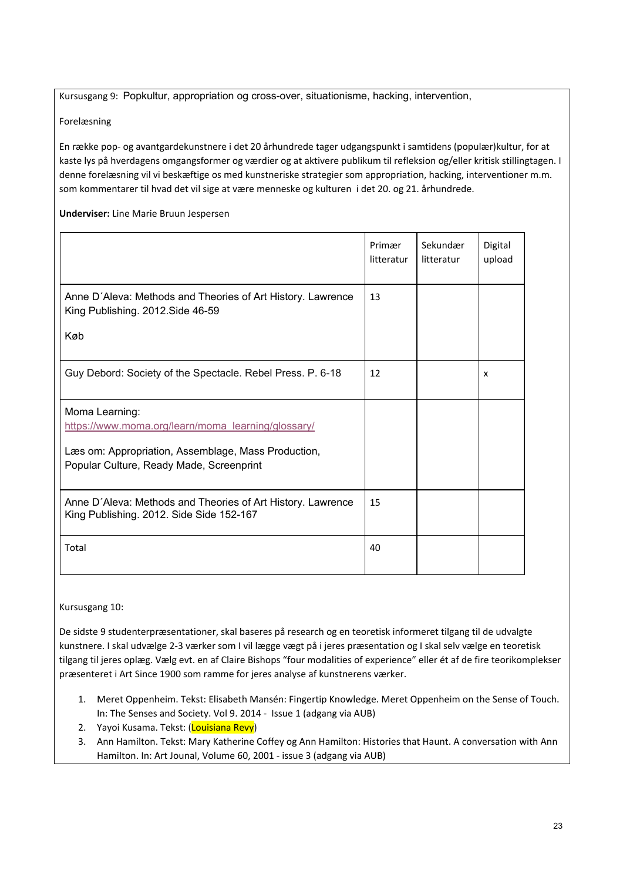Kursusgang 9: Popkultur, appropriation og cross-over, situationisme, hacking, intervention,

Forelæsning

En række pop- og avantgardekunstnere i det 20 århundrede tager udgangspunkt i samtidens (populær)kultur, for at kaste lys på hverdagens omgangsformer og værdier og at aktivere publikum til refleksion og/eller kritisk stillingtagen. I denne forelæsning vil vi beskæftige os med kunstneriske strategier som appropriation, hacking, interventioner m.m. som kommentarer til hvad det vil sige at være menneske og kulturen i det 20. og 21. århundrede.

**Underviser:** Line Marie Bruun Jespersen

| | Primær litteratur | Sekundær litteratur | Digital upload |
|---|---|---|---|
| Anne D´Aleva: Methods and Theories of Art History. Lawrence King Publishing. 2012.Side 46-59<br><br>Køb | 13 | | |
| Guy Debord: Society of the Spectacle. Rebel Press. P. 6-18 | 12 | | x |
| Moma Learning: https://www.moma.org/learn/moma_learning/glossary/<br><br>Læs om: Appropriation, Assemblage, Mass Production, Popular Culture, Ready Made, Screenprint | | | |
| Anne D´Aleva: Methods and Theories of Art History. Lawrence King Publishing. 2012. Side Side 152-167 | 15 | | |
| Total | 40 | | |

Kursusgang 10:

De sidste 9 studenterpræsentationer, skal baseres på research og en teoretisk informeret tilgang til de udvalgte kunstnere. I skal udvælge 2-3 værker som I vil lægge vægt på i jeres præsentation og I skal selv vælge en teoretisk tilgang til jeres oplæg. Vælg evt. en af Claire Bishops "four modalities of experience" eller ét af de fire teorikomplekser præsenteret i Art Since 1900 som ramme for jeres analyse af kunstnerens værker.

1. Meret Oppenheim. Tekst: Elisabeth Mansén: Fingertip Knowledge. Meret Oppenheim on the Sense of Touch. In: The Senses and Society. Vol 9. 2014 - Issue 1 (adgang via AUB)
2. Yayoi Kusama. Tekst: (Louisiana Revy)
3. Ann Hamilton. Tekst: Mary Katherine Coffey og Ann Hamilton: Histories that Haunt. A conversation with Ann Hamilton. In: Art Jounal, Volume 60, 2001 - issue 3 (adgang via AUB)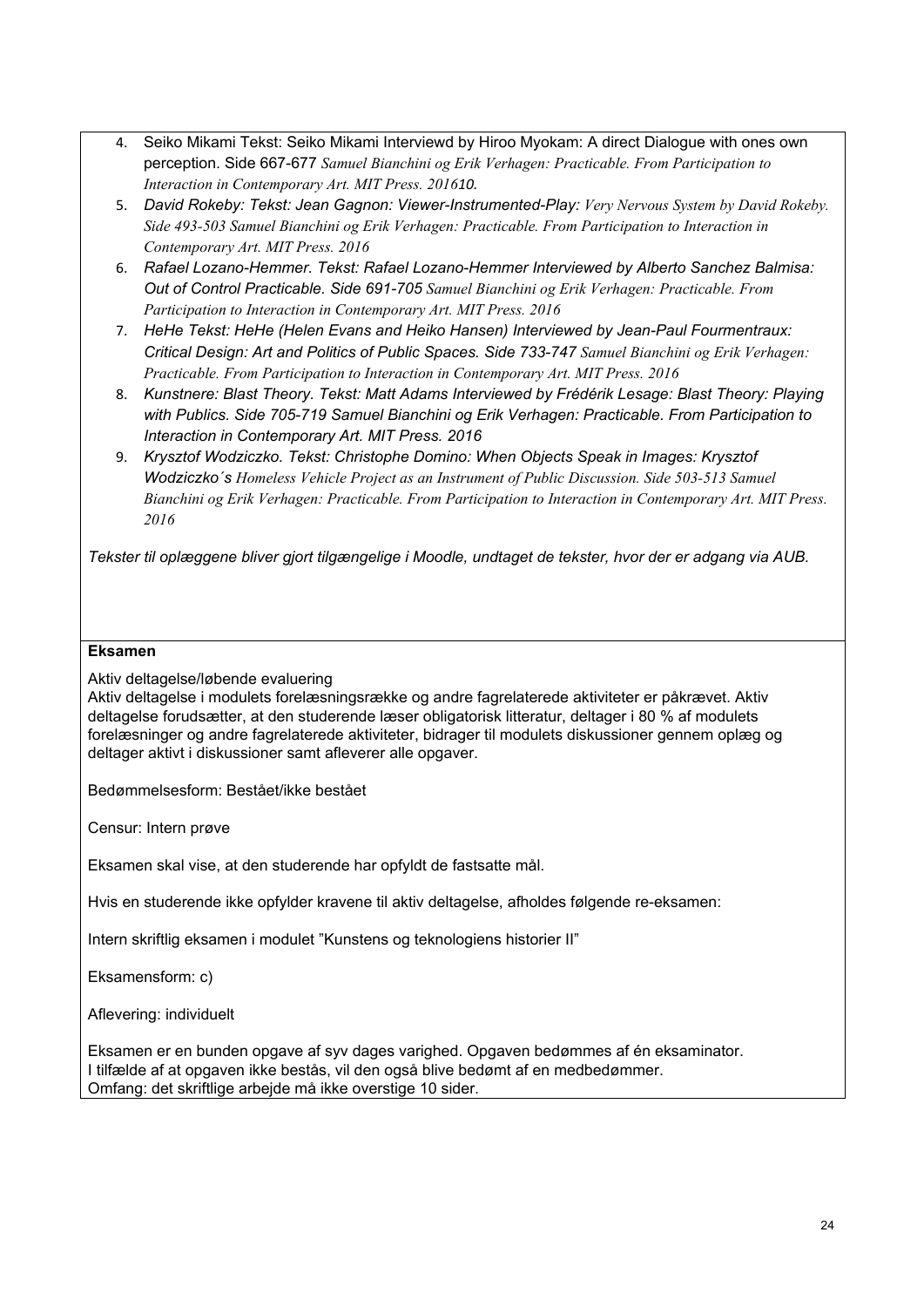4. Seiko Mikami Tekst: Seiko Mikami Interviewd by Hiroo Myokam: A direct Dialogue with ones own perception. Side 667-677 *Samuel Bianchini og Erik Verhagen: Practicable. From Participation to Interaction in Contemporary Art. MIT Press. 2016****10.***
5. *David Rokeby: Tekst: Jean Gagnon: Viewer-Instrumented-Play: Very Nervous System by David Rokeby. Side 493-503 Samuel Bianchini og Erik Verhagen: Practicable. From Participation to Interaction in Contemporary Art. MIT Press. 2016*
6. *Rafael Lozano-Hemmer. Tekst: Rafael Lozano-Hemmer Interviewed by Alberto Sanchez Balmisa: Out of Control Practicable. Side 691-705 Samuel Bianchini og Erik Verhagen: Practicable. From Participation to Interaction in Contemporary Art. MIT Press. 2016*
7. *HeHe Tekst: HeHe (Helen Evans and Heiko Hansen) Interviewed by Jean-Paul Fourmentraux: Critical Design: Art and Politics of Public Spaces. Side 733-747 Samuel Bianchini og Erik Verhagen: Practicable. From Participation to Interaction in Contemporary Art. MIT Press. 2016*
8. *Kunstnere: Blast Theory. Tekst: Matt Adams Interviewed by Frédérik Lesage: Blast Theory: Playing with Publics. Side 705-719 Samuel Bianchini og Erik Verhagen: Practicable. From Participation to Interaction in Contemporary Art. MIT Press. 2016*
9. *Krysztof Wodziczko. Tekst: Christophe Domino: When Objects Speak in Images: Krysztof Wodziczko´s Homeless Vehicle Project as an Instrument of Public Discussion. Side 503-513 Samuel Bianchini og Erik Verhagen: Practicable. From Participation to Interaction in Contemporary Art. MIT Press. 2016*

*Tekster til oplæggene bliver gjort tilgængelige i Moodle, undtaget de tekster, hvor der er adgang via AUB.*

**Eksamen**

Aktiv deltagelse/løbende evaluering
Aktiv deltagelse i modulets forelæsningsrække og andre fagrelaterede aktiviteter er påkrævet. Aktiv deltagelse forudsætter, at den studerende læser obligatorisk litteratur, deltager i 80 % af modulets forelæsninger og andre fagrelaterede aktiviteter, bidrager til modulets diskussioner gennem oplæg og deltager aktivt i diskussioner samt afleverer alle opgaver.

Bedømmelsesform: Bestået/ikke bestået

Censur: Intern prøve

Eksamen skal vise, at den studerende har opfyldt de fastsatte mål.

Hvis en studerende ikke opfylder kravene til aktiv deltagelse, afholdes følgende re-eksamen:

Intern skriftlig eksamen i modulet "Kunstens og teknologiens historier II"

Eksamensform: c)

Aflevering: individuelt

Eksamen er en bunden opgave af syv dages varighed. Opgaven bedømmes af én eksaminator.
I tilfælde af at opgaven ikke bestås, vil den også blive bedømt af en medbedømmer.
Omfang: det skriftlige arbejde må ikke overstige 10 sider.